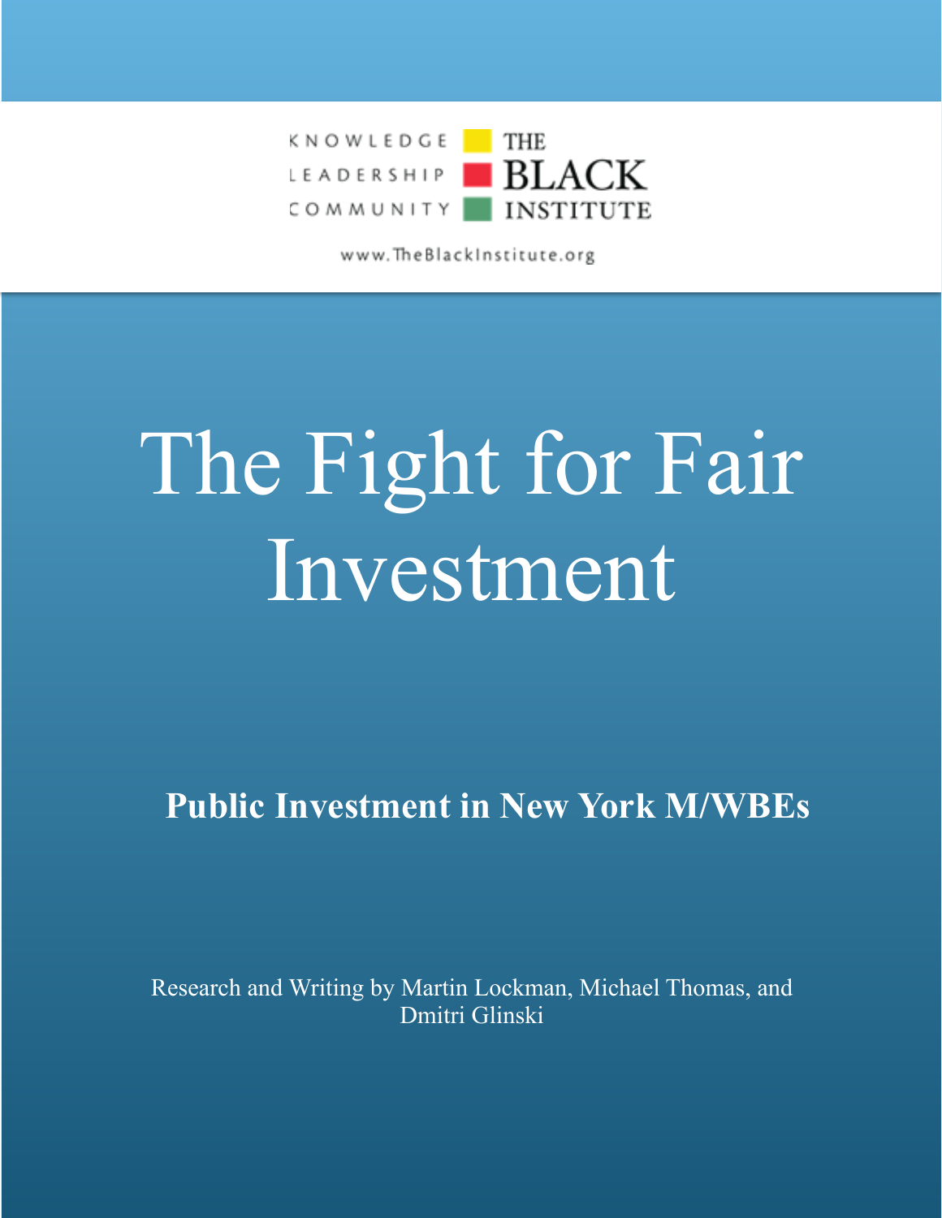KNOWLEDGE LEADERSHIP COMMUNITY

THE BLACK INSTITUTE

www.TheBlackInstitute.org

# The Fight for Fair Investment

**Public Investment in New York M/WBEs**

Research and Writing by Martin Lockman, Michael Thomas, and Dmitri Glinski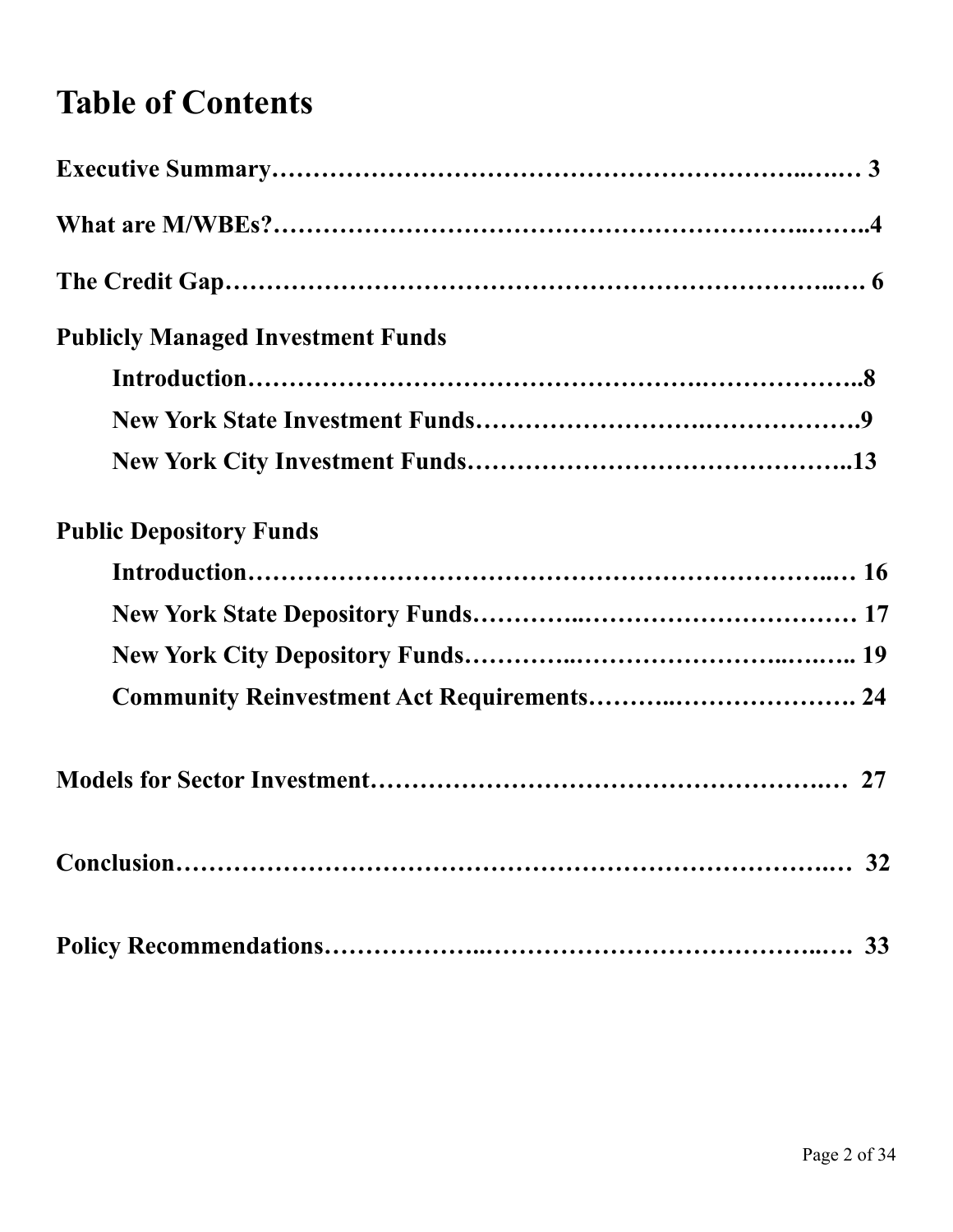# Table of Contents

**Executive Summary……………………………………………………………..….… 3**

**What are M/WBEs?……………………………………………………..……..4**

**The Credit Gap…………………………………………………………….…. 6**

**Publicly Managed Investment Funds**

- **Introduction………………………………………….……………..8**
- **New York State Investment Funds…………………….…………….9**
- **New York City Investment Funds……………………………………..13**

**Public Depository Funds**

- **Introduction……………………………………………………..… 16**
- **New York State Depository Funds………..…………………………… 17**
- **New York City Depository Funds………..…………………..….….. 19**
- **Community Reinvestment Act Requirements………..…………………. 24**

**Models for Sector Investment…………………………………………….… 27**

**Conclusion………………………………………………………………..… 32**

**Policy Recommendations……………..……………………………..…. 33**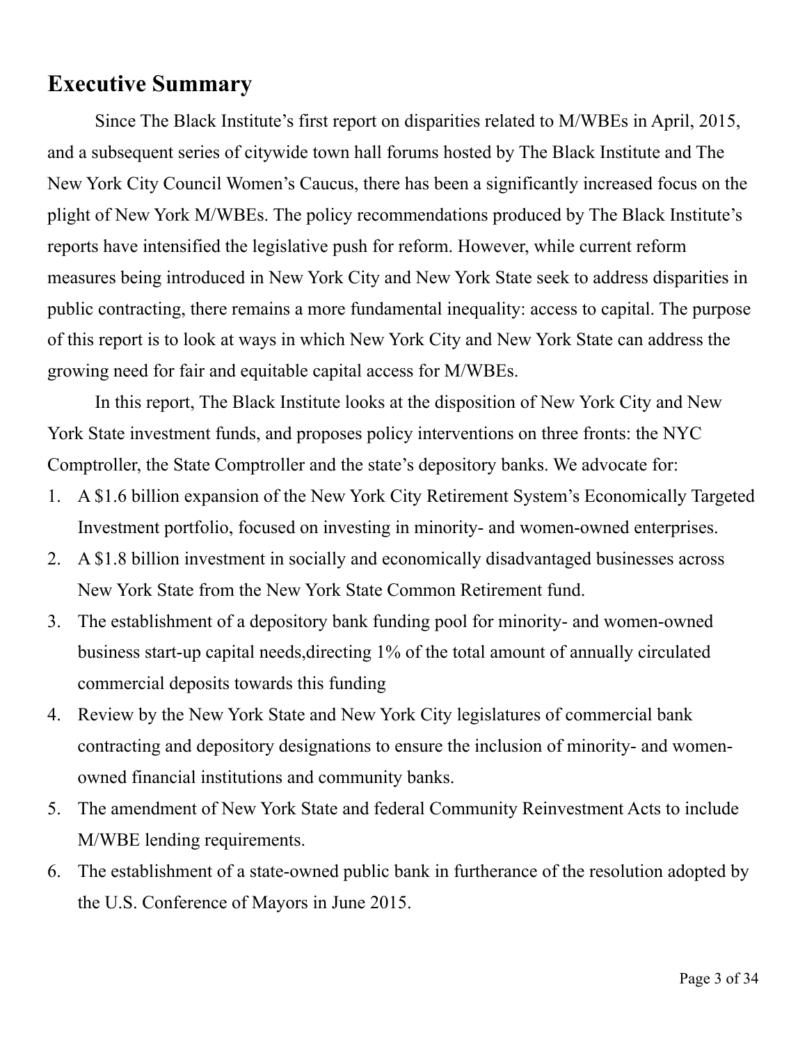## Executive Summary

Since The Black Institute's first report on disparities related to M/WBEs in April, 2015, and a subsequent series of citywide town hall forums hosted by The Black Institute and The New York City Council Women's Caucus, there has been a significantly increased focus on the plight of New York M/WBEs. The policy recommendations produced by The Black Institute's reports have intensified the legislative push for reform. However, while current reform measures being introduced in New York City and New York State seek to address disparities in public contracting, there remains a more fundamental inequality: access to capital. The purpose of this report is to look at ways in which New York City and New York State can address the growing need for fair and equitable capital access for M/WBEs.

In this report, The Black Institute looks at the disposition of New York City and New York State investment funds, and proposes policy interventions on three fronts: the NYC Comptroller, the State Comptroller and the state's depository banks. We advocate for:

1. A $1.6 billion expansion of the New York City Retirement System's Economically Targeted Investment portfolio, focused on investing in minority- and women-owned enterprises.
2. A $1.8 billion investment in socially and economically disadvantaged businesses across New York State from the New York State Common Retirement fund.
3. The establishment of a depository bank funding pool for minority- and women-owned business start-up capital needs,directing 1% of the total amount of annually circulated commercial deposits towards this funding
4. Review by the New York State and New York City legislatures of commercial bank contracting and depository designations to ensure the inclusion of minority- and women-owned financial institutions and community banks.
5. The amendment of New York State and federal Community Reinvestment Acts to include M/WBE lending requirements.
6. The establishment of a state-owned public bank in furtherance of the resolution adopted by the U.S. Conference of Mayors in June 2015.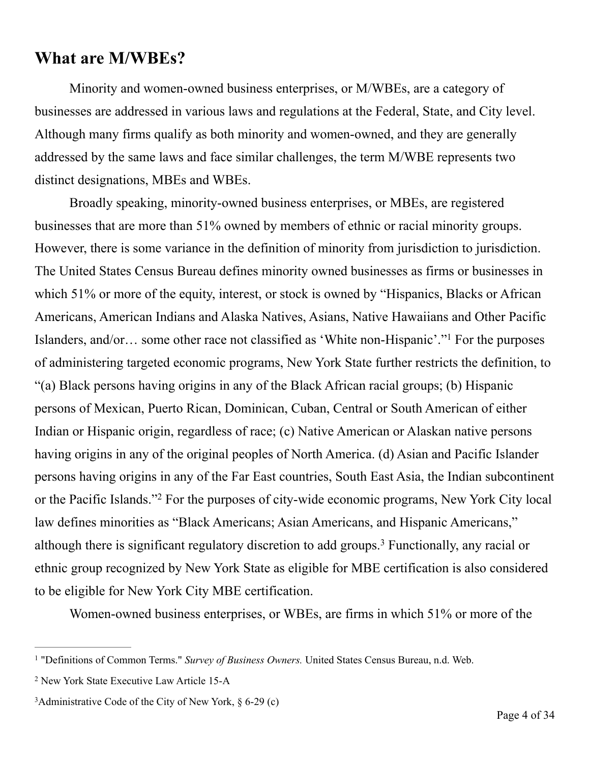## What are M/WBEs?

Minority and women-owned business enterprises, or M/WBEs, are a category of businesses are addressed in various laws and regulations at the Federal, State, and City level. Although many firms qualify as both minority and women-owned, and they are generally addressed by the same laws and face similar challenges, the term M/WBE represents two distinct designations, MBEs and WBEs.

Broadly speaking, minority-owned business enterprises, or MBEs, are registered businesses that are more than 51% owned by members of ethnic or racial minority groups. However, there is some variance in the definition of minority from jurisdiction to jurisdiction. The United States Census Bureau defines minority owned businesses as firms or businesses in which 51% or more of the equity, interest, or stock is owned by "Hispanics, Blacks or African Americans, American Indians and Alaska Natives, Asians, Native Hawaiians and Other Pacific Islanders, and/or… some other race not classified as 'White non-Hispanic'."[1] For the purposes of administering targeted economic programs, New York State further restricts the definition, to "(a) Black persons having origins in any of the Black African racial groups; (b) Hispanic persons of Mexican, Puerto Rican, Dominican, Cuban, Central or South American of either Indian or Hispanic origin, regardless of race; (c) Native American or Alaskan native persons having origins in any of the original peoples of North America. (d) Asian and Pacific Islander persons having origins in any of the Far East countries, South East Asia, the Indian subcontinent or the Pacific Islands."[2] For the purposes of city-wide economic programs, New York City local law defines minorities as "Black Americans; Asian Americans, and Hispanic Americans," although there is significant regulatory discretion to add groups.[3] Functionally, any racial or ethnic group recognized by New York State as eligible for MBE certification is also considered to be eligible for New York City MBE certification.

Women-owned business enterprises, or WBEs, are firms in which 51% or more of the

---

[1] "Definitions of Common Terms." *Survey of Business Owners.* United States Census Bureau, n.d. Web.

[2] New York State Executive Law Article 15-A

[3] Administrative Code of the City of New York, § 6-29 (c)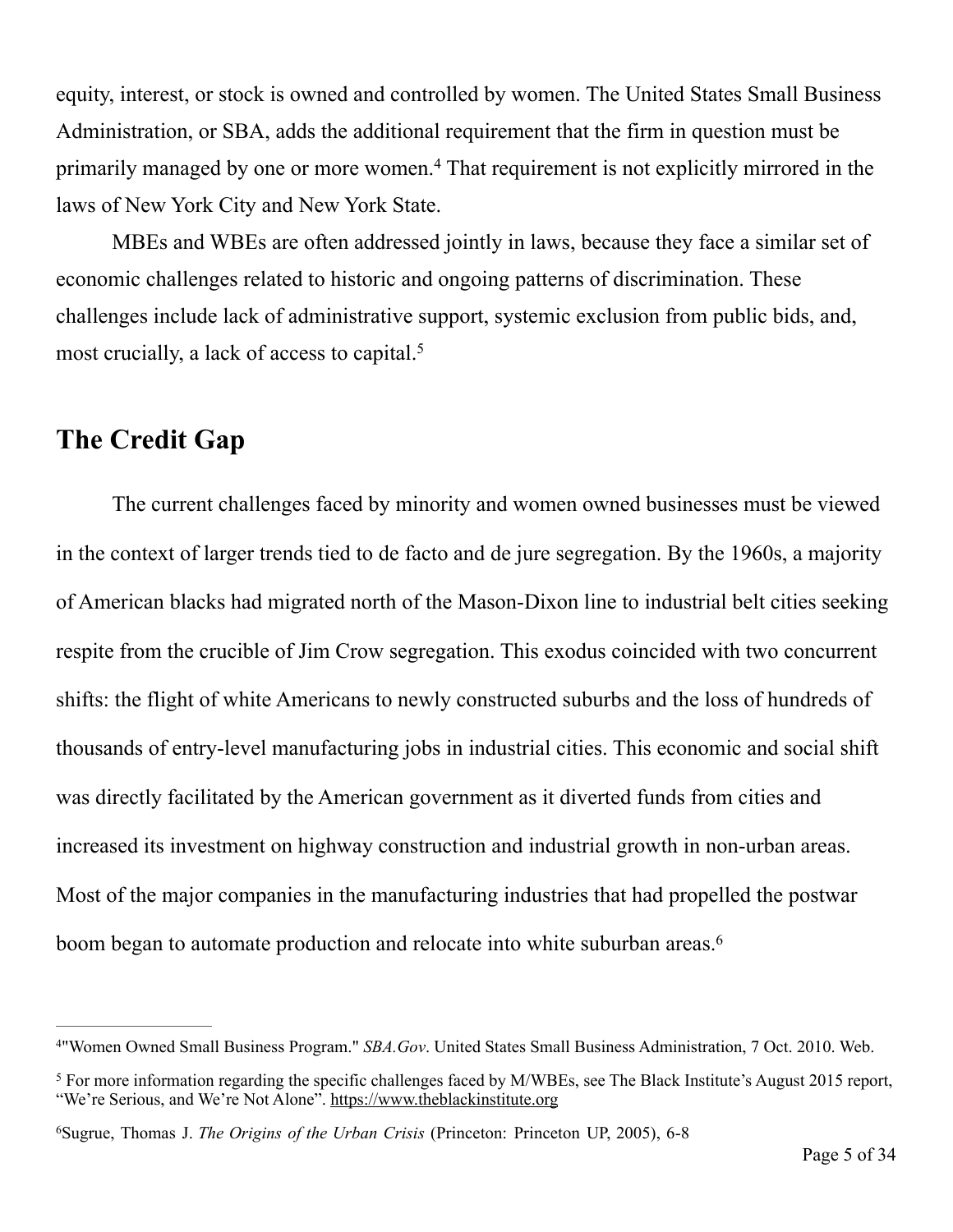equity, interest, or stock is owned and controlled by women. The United States Small Business Administration, or SBA, adds the additional requirement that the firm in question must be primarily managed by one or more women.[4] That requirement is not explicitly mirrored in the laws of New York City and New York State.

MBEs and WBEs are often addressed jointly in laws, because they face a similar set of economic challenges related to historic and ongoing patterns of discrimination. These challenges include lack of administrative support, systemic exclusion from public bids, and, most crucially, a lack of access to capital.[5]

## The Credit Gap

The current challenges faced by minority and women owned businesses must be viewed in the context of larger trends tied to de facto and de jure segregation. By the 1960s, a majority of American blacks had migrated north of the Mason-Dixon line to industrial belt cities seeking respite from the crucible of Jim Crow segregation. This exodus coincided with two concurrent shifts: the flight of white Americans to newly constructed suburbs and the loss of hundreds of thousands of entry-level manufacturing jobs in industrial cities. This economic and social shift was directly facilitated by the American government as it diverted funds from cities and increased its investment on highway construction and industrial growth in non-urban areas. Most of the major companies in the manufacturing industries that had propelled the postwar boom began to automate production and relocate into white suburban areas.[6]

---

[4] "Women Owned Small Business Program." *SBA.Gov*. United States Small Business Administration, 7 Oct. 2010. Web.

[5] For more information regarding the specific challenges faced by M/WBEs, see The Black Institute's August 2015 report, "We're Serious, and We're Not Alone". https://www.theblackinstitute.org

[6] Sugrue, Thomas J. *The Origins of the Urban Crisis* (Princeton: Princeton UP, 2005), 6-8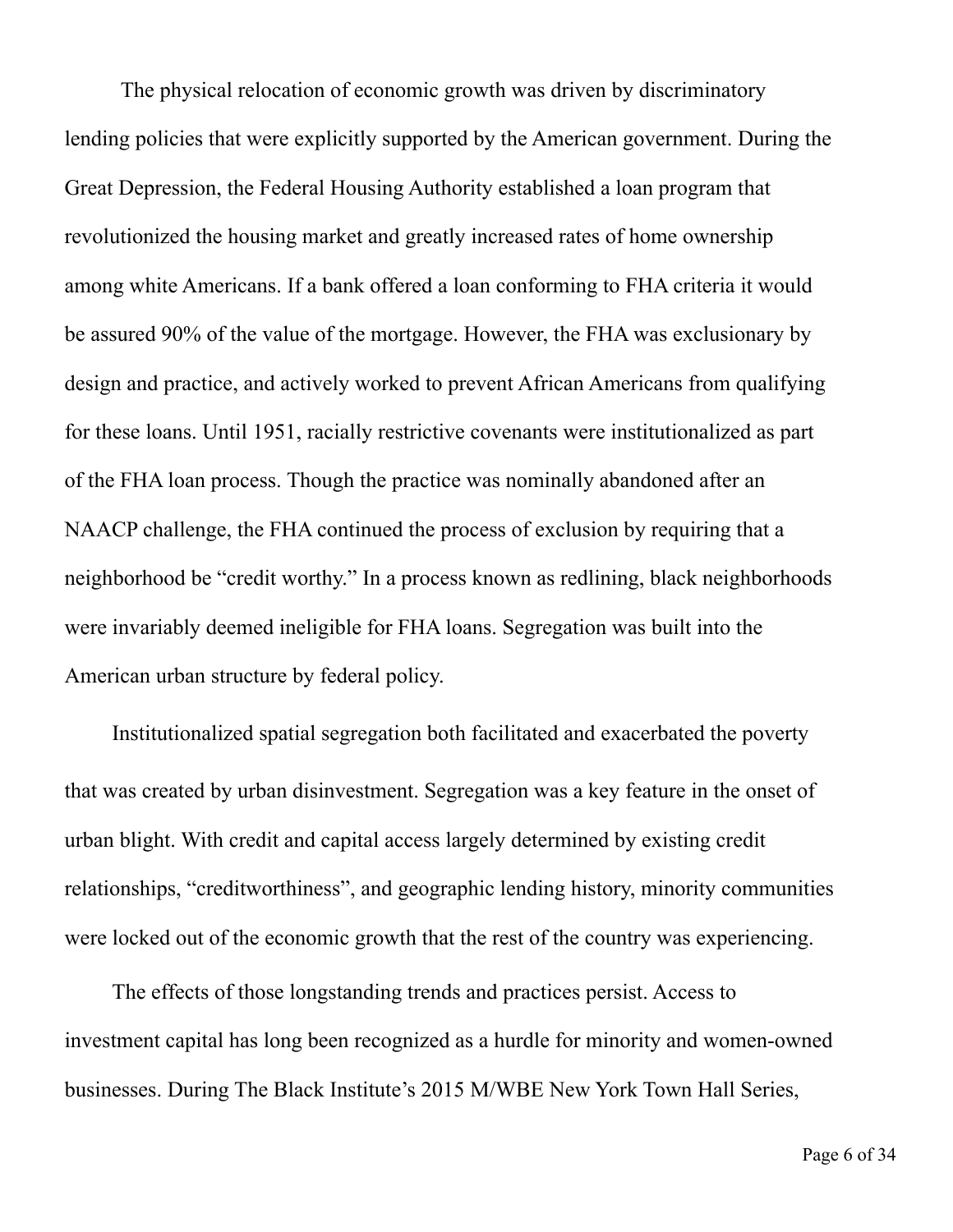The physical relocation of economic growth was driven by discriminatory lending policies that were explicitly supported by the American government. During the Great Depression, the Federal Housing Authority established a loan program that revolutionized the housing market and greatly increased rates of home ownership among white Americans. If a bank offered a loan conforming to FHA criteria it would be assured 90% of the value of the mortgage. However, the FHA was exclusionary by design and practice, and actively worked to prevent African Americans from qualifying for these loans. Until 1951, racially restrictive covenants were institutionalized as part of the FHA loan process. Though the practice was nominally abandoned after an NAACP challenge, the FHA continued the process of exclusion by requiring that a neighborhood be “credit worthy.” In a process known as redlining, black neighborhoods were invariably deemed ineligible for FHA loans. Segregation was built into the American urban structure by federal policy.

Institutionalized spatial segregation both facilitated and exacerbated the poverty that was created by urban disinvestment. Segregation was a key feature in the onset of urban blight. With credit and capital access largely determined by existing credit relationships, “creditworthiness”, and geographic lending history, minority communities were locked out of the economic growth that the rest of the country was experiencing.

The effects of those longstanding trends and practices persist. Access to investment capital has long been recognized as a hurdle for minority and women-owned businesses. During The Black Institute’s 2015 M/WBE New York Town Hall Series,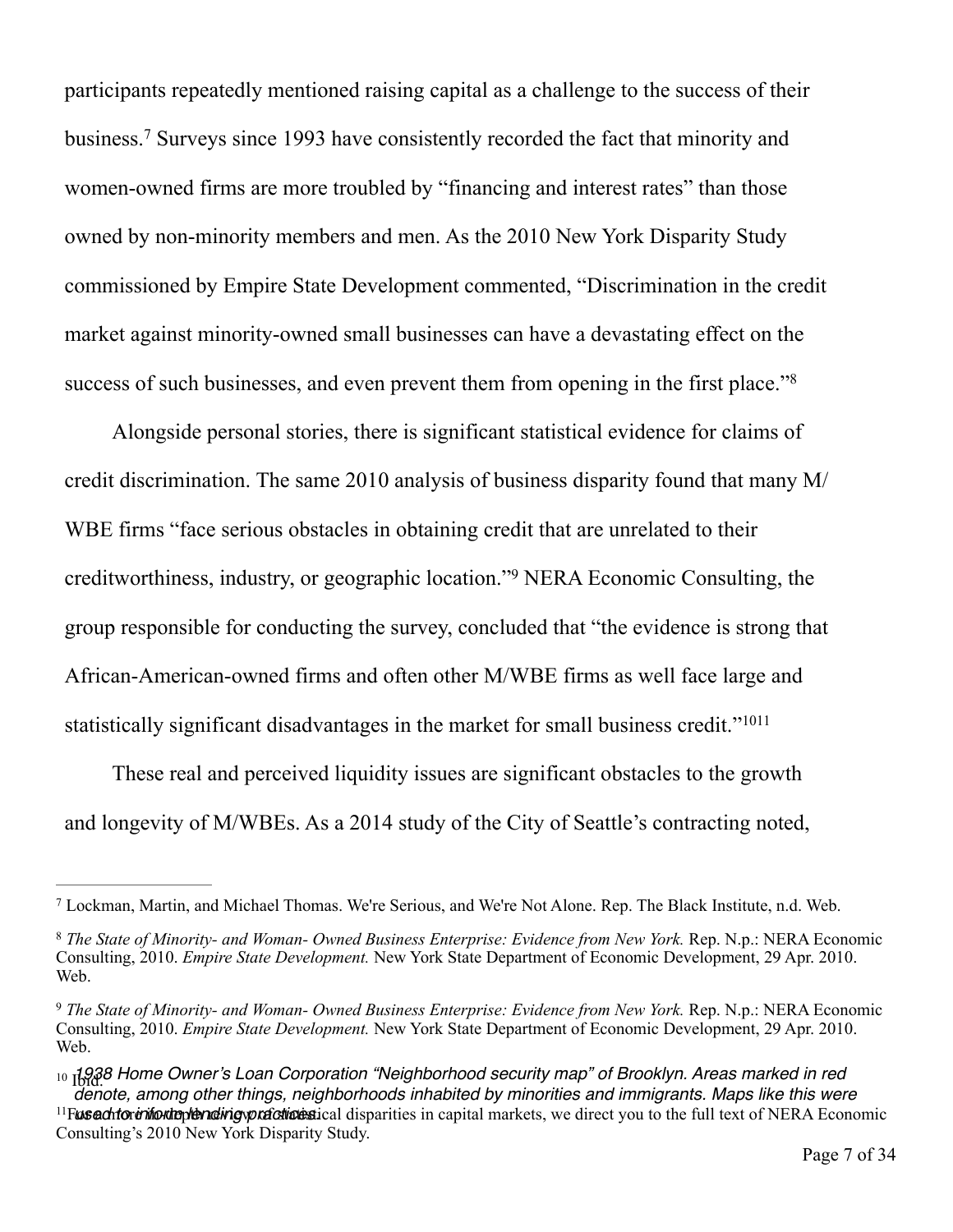participants repeatedly mentioned raising capital as a challenge to the success of their business.[7] Surveys since 1993 have consistently recorded the fact that minority and women-owned firms are more troubled by "financing and interest rates" than those owned by non-minority members and men. As the 2010 New York Disparity Study commissioned by Empire State Development commented, "Discrimination in the credit market against minority-owned small businesses can have a devastating effect on the success of such businesses, and even prevent them from opening in the first place."[8]

Alongside personal stories, there is significant statistical evidence for claims of credit discrimination. The same 2010 analysis of business disparity found that many M/WBE firms "face serious obstacles in obtaining credit that are unrelated to their creditworthiness, industry, or geographic location."[9] NERA Economic Consulting, the group responsible for conducting the survey, concluded that "the evidence is strong that African-American-owned firms and often other M/WBE firms as well face large and statistically significant disadvantages in the market for small business credit."[10][11]

These real and perceived liquidity issues are significant obstacles to the growth and longevity of M/WBEs. As a 2014 study of the City of Seattle's contracting noted,

*1938 Home Owner's Loan Corporation "Neighborhood security map" of Brooklyn. Areas marked in red denote, among other things, neighborhoods inhabited by minorities and immigrants. Maps like this were used to inform lending practices.*

---

[7] Lockman, Martin, and Michael Thomas. We're Serious, and We're Not Alone. Rep. The Black Institute, n.d. Web.

[8] *The State of Minority- and Woman- Owned Business Enterprise: Evidence from New York.* Rep. N.p.: NERA Economic Consulting, 2010. *Empire State Development.* New York State Department of Economic Development, 29 Apr. 2010. Web.

[9] *The State of Minority- and Woman- Owned Business Enterprise: Evidence from New York.* Rep. N.p.: NERA Economic Consulting, 2010. *Empire State Development.* New York State Department of Economic Development, 29 Apr. 2010. Web.

[10] Ibid.

[11] For a more in-depth analysis of statistical disparities in capital markets, we direct you to the full text of NERA Economic Consulting's 2010 New York Disparity Study.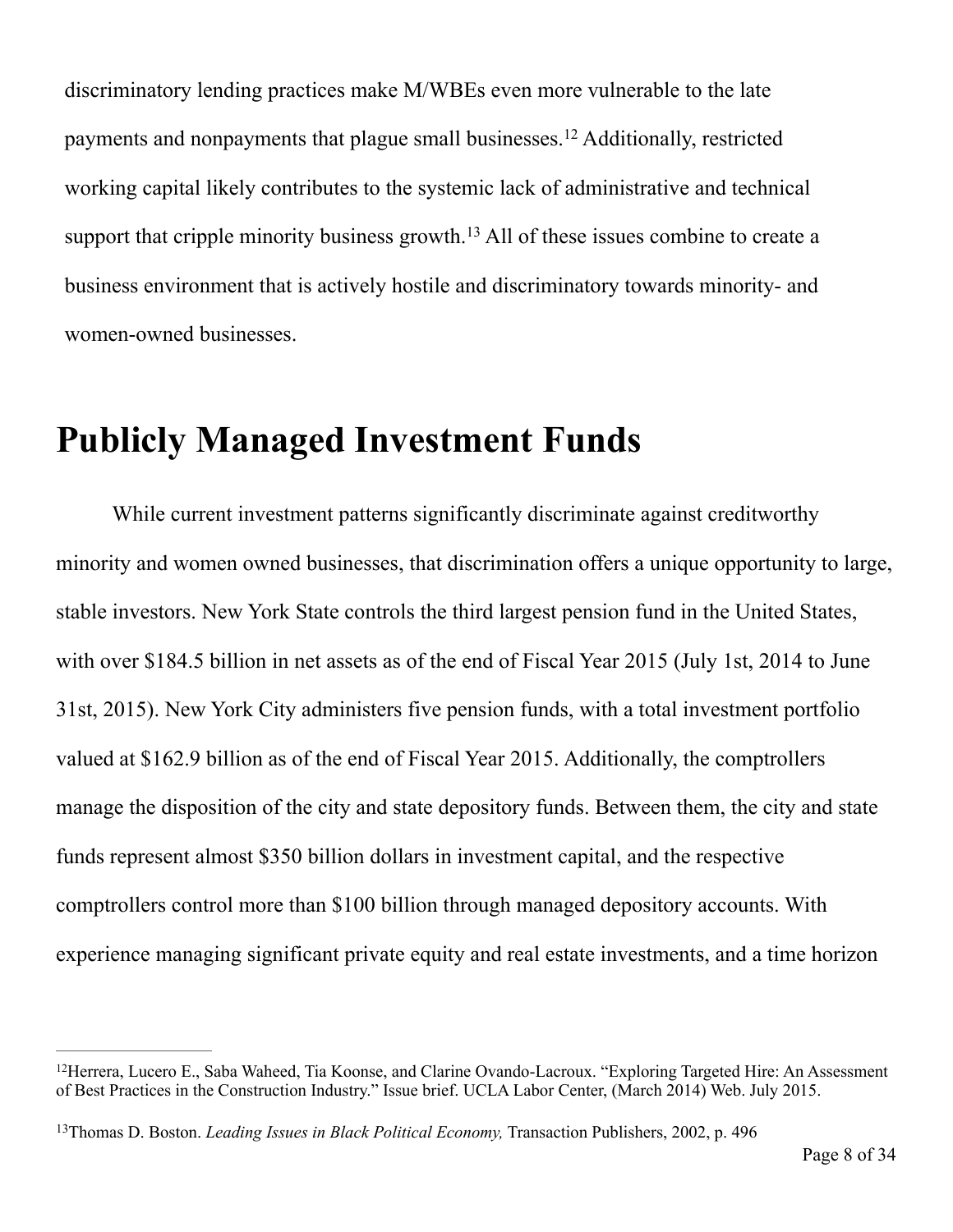discriminatory lending practices make M/WBEs even more vulnerable to the late payments and nonpayments that plague small businesses.[12] Additionally, restricted working capital likely contributes to the systemic lack of administrative and technical support that cripple minority business growth.[13] All of these issues combine to create a business environment that is actively hostile and discriminatory towards minority- and women-owned businesses.

# Publicly Managed Investment Funds

While current investment patterns significantly discriminate against creditworthy minority and women owned businesses, that discrimination offers a unique opportunity to large, stable investors. New York State controls the third largest pension fund in the United States, with over $184.5 billion in net assets as of the end of Fiscal Year 2015 (July 1st, 2014 to June 31st, 2015). New York City administers five pension funds, with a total investment portfolio valued at $162.9 billion as of the end of Fiscal Year 2015. Additionally, the comptrollers manage the disposition of the city and state depository funds. Between them, the city and state funds represent almost $350 billion dollars in investment capital, and the respective comptrollers control more than $100 billion through managed depository accounts. With experience managing significant private equity and real estate investments, and a time horizon

---

[12] Herrera, Lucero E., Saba Waheed, Tia Koonse, and Clarine Ovando-Lacroux. "Exploring Targeted Hire: An Assessment of Best Practices in the Construction Industry." Issue brief. UCLA Labor Center, (March 2014) Web. July 2015.

[13] Thomas D. Boston. *Leading Issues in Black Political Economy,* Transaction Publishers, 2002, p. 496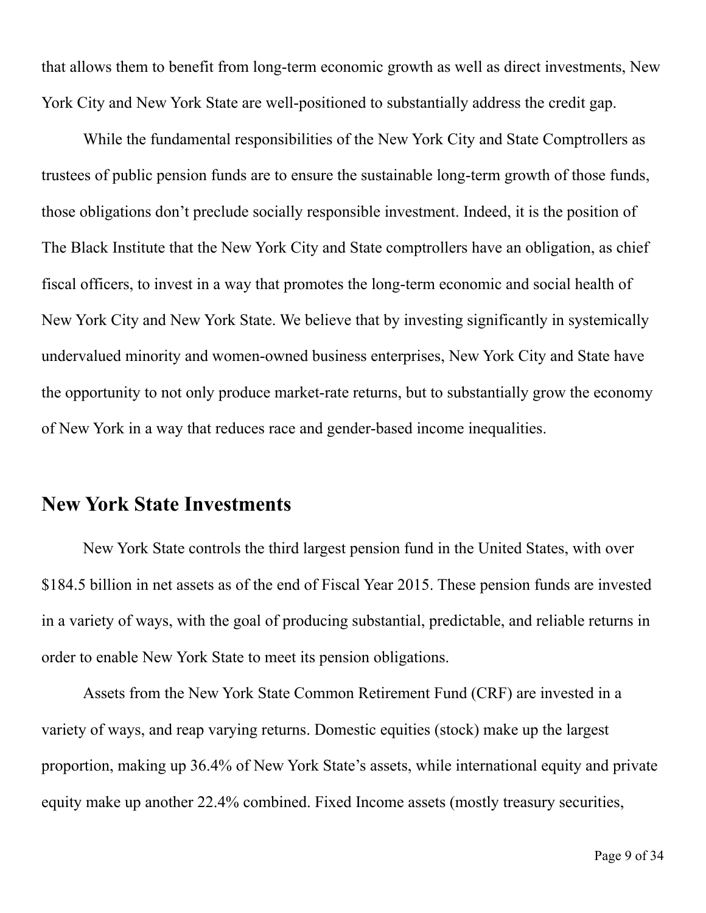that allows them to benefit from long-term economic growth as well as direct investments, New York City and New York State are well-positioned to substantially address the credit gap.

While the fundamental responsibilities of the New York City and State Comptrollers as trustees of public pension funds are to ensure the sustainable long-term growth of those funds, those obligations don't preclude socially responsible investment. Indeed, it is the position of The Black Institute that the New York City and State comptrollers have an obligation, as chief fiscal officers, to invest in a way that promotes the long-term economic and social health of New York City and New York State. We believe that by investing significantly in systemically undervalued minority and women-owned business enterprises, New York City and State have the opportunity to not only produce market-rate returns, but to substantially grow the economy of New York in a way that reduces race and gender-based income inequalities.

## New York State Investments

New York State controls the third largest pension fund in the United States, with over $184.5 billion in net assets as of the end of Fiscal Year 2015. These pension funds are invested in a variety of ways, with the goal of producing substantial, predictable, and reliable returns in order to enable New York State to meet its pension obligations.

Assets from the New York State Common Retirement Fund (CRF) are invested in a variety of ways, and reap varying returns. Domestic equities (stock) make up the largest proportion, making up 36.4% of New York State's assets, while international equity and private equity make up another 22.4% combined. Fixed Income assets (mostly treasury securities,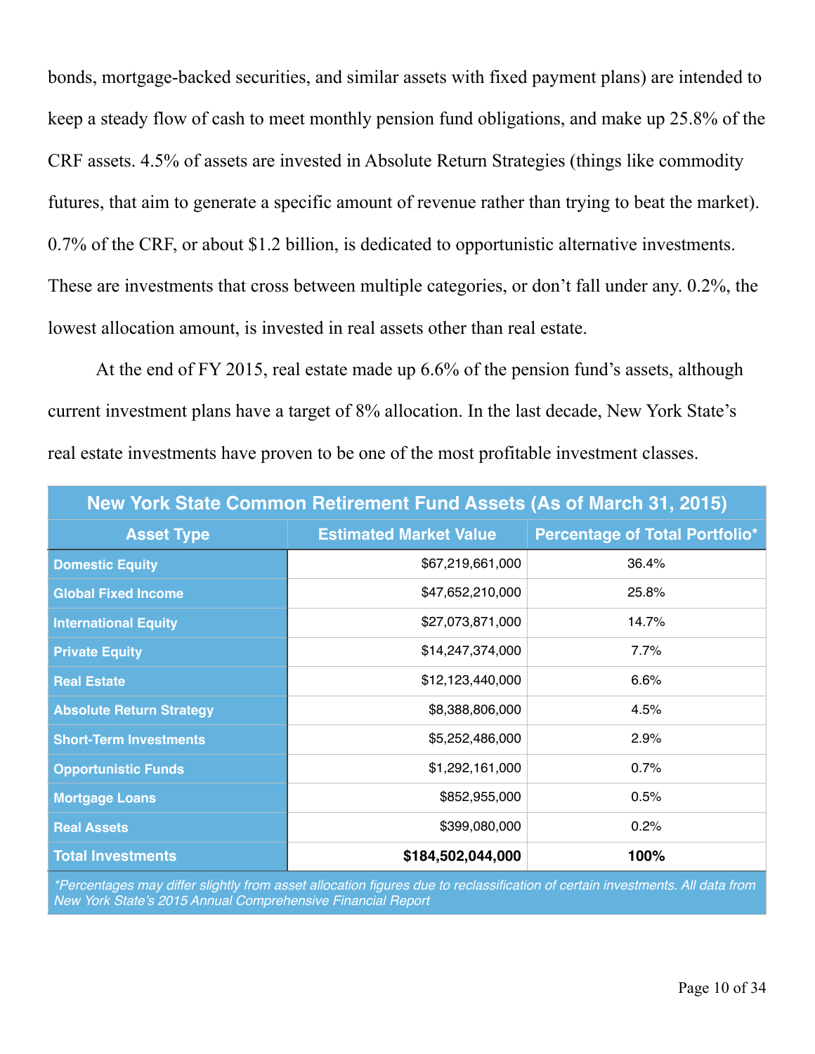bonds, mortgage-backed securities, and similar assets with fixed payment plans) are intended to keep a steady flow of cash to meet monthly pension fund obligations, and make up 25.8% of the CRF assets. 4.5% of assets are invested in Absolute Return Strategies (things like commodity futures, that aim to generate a specific amount of revenue rather than trying to beat the market). 0.7% of the CRF, or about $1.2 billion, is dedicated to opportunistic alternative investments. These are investments that cross between multiple categories, or don't fall under any. 0.2%, the lowest allocation amount, is invested in real assets other than real estate.

At the end of FY 2015, real estate made up 6.6% of the pension fund's assets, although current investment plans have a target of 8% allocation. In the last decade, New York State's real estate investments have proven to be one of the most profitable investment classes.

**New York State Common Retirement Fund Assets (As of March 31, 2015)**

| Asset Type | Estimated Market Value | Percentage of Total Portfolio* |
|---|---:|:---:|
| Domestic Equity | $67,219,661,000 | 36.4% |
| Global Fixed Income | $47,652,210,000 | 25.8% |
| International Equity | $27,073,871,000 | 14.7% |
| Private Equity | $14,247,374,000 | 7.7% |
| Real Estate | $12,123,440,000 | 6.6% |
| Absolute Return Strategy | $8,388,806,000 | 4.5% |
| Short-Term Investments | $5,252,486,000 | 2.9% |
| Opportunistic Funds | $1,292,161,000 | 0.7% |
| Mortgage Loans | $852,955,000 | 0.5% |
| Real Assets | $399,080,000 | 0.2% |
| **Total Investments** | **$184,502,044,000** | **100%** |

*\*Percentages may differ slightly from asset allocation figures due to reclassification of certain investments. All data from New York State's 2015 Annual Comprehensive Financial Report*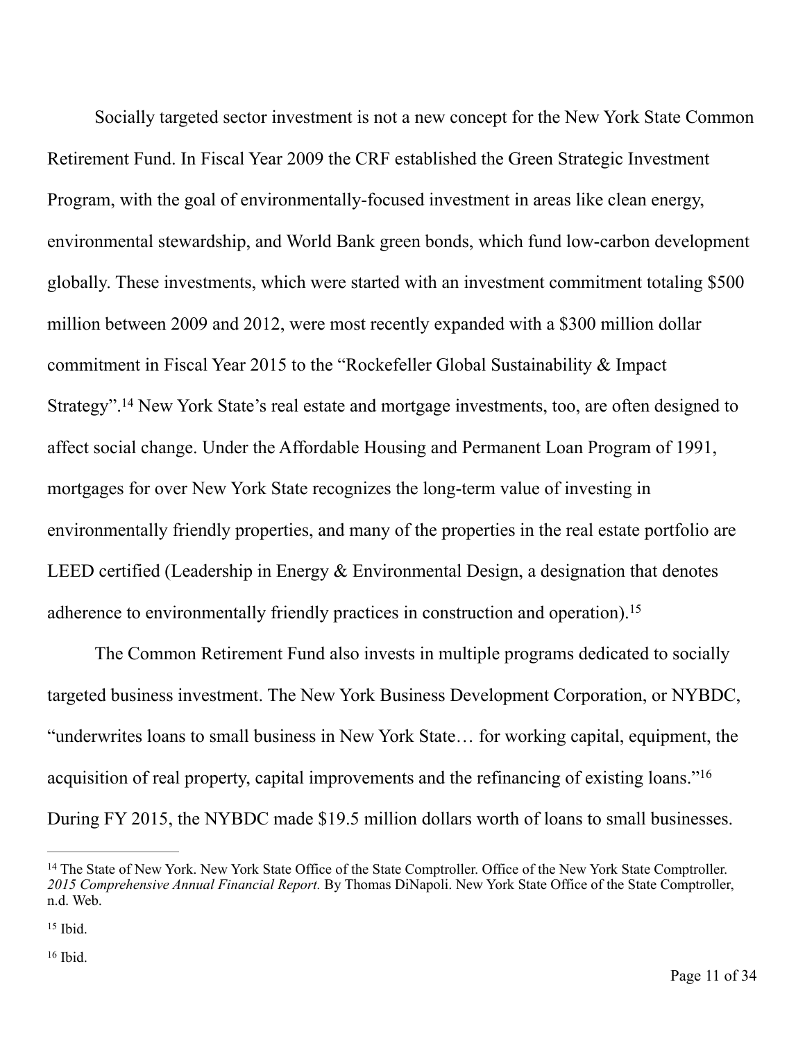Socially targeted sector investment is not a new concept for the New York State Common Retirement Fund. In Fiscal Year 2009 the CRF established the Green Strategic Investment Program, with the goal of environmentally-focused investment in areas like clean energy, environmental stewardship, and World Bank green bonds, which fund low-carbon development globally. These investments, which were started with an investment commitment totaling $500 million between 2009 and 2012, were most recently expanded with a $300 million dollar commitment in Fiscal Year 2015 to the "Rockefeller Global Sustainability & Impact Strategy".[14] New York State's real estate and mortgage investments, too, are often designed to affect social change. Under the Affordable Housing and Permanent Loan Program of 1991, mortgages for over New York State recognizes the long-term value of investing in environmentally friendly properties, and many of the properties in the real estate portfolio are LEED certified (Leadership in Energy & Environmental Design, a designation that denotes adherence to environmentally friendly practices in construction and operation).[15]

The Common Retirement Fund also invests in multiple programs dedicated to socially targeted business investment. The New York Business Development Corporation, or NYBDC, "underwrites loans to small business in New York State… for working capital, equipment, the acquisition of real property, capital improvements and the refinancing of existing loans."[16] During FY 2015, the NYBDC made $19.5 million dollars worth of loans to small businesses.

---

[14] The State of New York. New York State Office of the State Comptroller. Office of the New York State Comptroller. *2015 Comprehensive Annual Financial Report.* By Thomas DiNapoli. New York State Office of the State Comptroller, n.d. Web.

[15] Ibid.

[16] Ibid.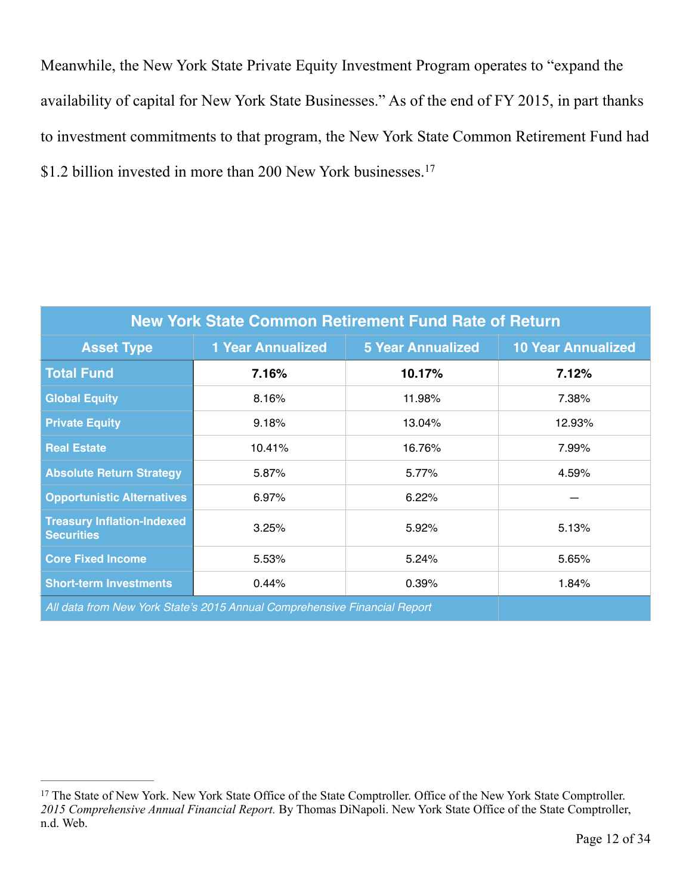Meanwhile, the New York State Private Equity Investment Program operates to "expand the availability of capital for New York State Businesses." As of the end of FY 2015, in part thanks to investment commitments to that program, the New York State Common Retirement Fund had $1.2 billion invested in more than 200 New York businesses.[17]

| New York State Common Retirement Fund Rate of Return | | | |
|---|---|---|---|
| **Asset Type** | **1 Year Annualized** | **5 Year Annualized** | **10 Year Annualized** |
| **Total Fund** | **7.16%** | **10.17%** | **7.12%** |
| **Global Equity** | 8.16% | 11.98% | 7.38% |
| **Private Equity** | 9.18% | 13.04% | 12.93% |
| **Real Estate** | 10.41% | 16.76% | 7.99% |
| **Absolute Return Strategy** | 5.87% | 5.77% | 4.59% |
| **Opportunistic Alternatives** | 6.97% | 6.22% | — |
| **Treasury Inflation-Indexed Securities** | 3.25% | 5.92% | 5.13% |
| **Core Fixed Income** | 5.53% | 5.24% | 5.65% |
| **Short-term Investments** | 0.44% | 0.39% | 1.84% |
| *All data from New York State's 2015 Annual Comprehensive Financial Report* | | | |

[17] The State of New York. New York State Office of the State Comptroller. Office of the New York State Comptroller. *2015 Comprehensive Annual Financial Report.* By Thomas DiNapoli. New York State Office of the State Comptroller, n.d. Web.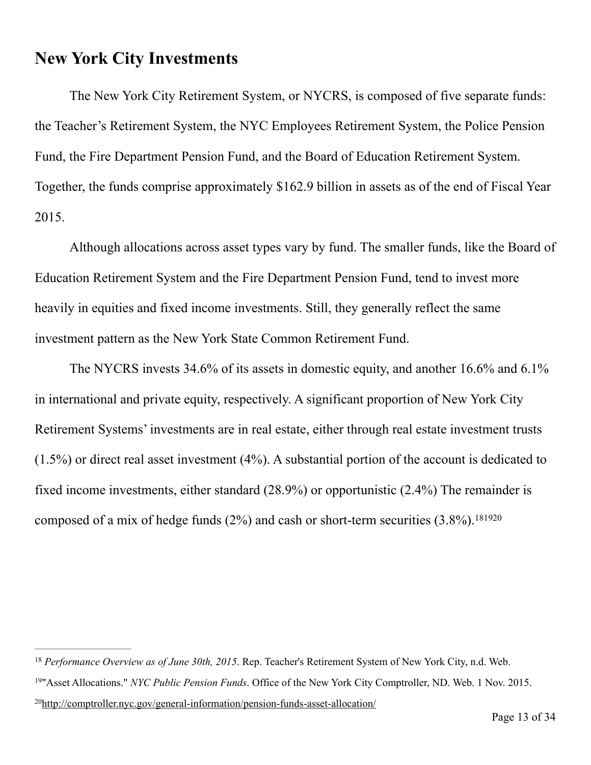## New York City Investments

The New York City Retirement System, or NYCRS, is composed of five separate funds: the Teacher's Retirement System, the NYC Employees Retirement System, the Police Pension Fund, the Fire Department Pension Fund, and the Board of Education Retirement System. Together, the funds comprise approximately $162.9 billion in assets as of the end of Fiscal Year 2015.

Although allocations across asset types vary by fund. The smaller funds, like the Board of Education Retirement System and the Fire Department Pension Fund, tend to invest more heavily in equities and fixed income investments. Still, they generally reflect the same investment pattern as the New York State Common Retirement Fund.

The NYCRS invests 34.6% of its assets in domestic equity, and another 16.6% and 6.1% in international and private equity, respectively. A significant proportion of New York City Retirement Systems' investments are in real estate, either through real estate investment trusts (1.5%) or direct real asset investment (4%). A substantial portion of the account is dedicated to fixed income investments, either standard (28.9%) or opportunistic (2.4%) The remainder is composed of a mix of hedge funds (2%) and cash or short-term securities (3.8%).[18][19][20]

---

[18] *Performance Overview as of June 30th, 2015*. Rep. Teacher's Retirement System of New York City, n.d. Web.

[19] "Asset Allocations." *NYC Public Pension Funds*. Office of the New York City Comptroller, ND. Web. 1 Nov. 2015.

[20] http://comptroller.nyc.gov/general-information/pension-funds-asset-allocation/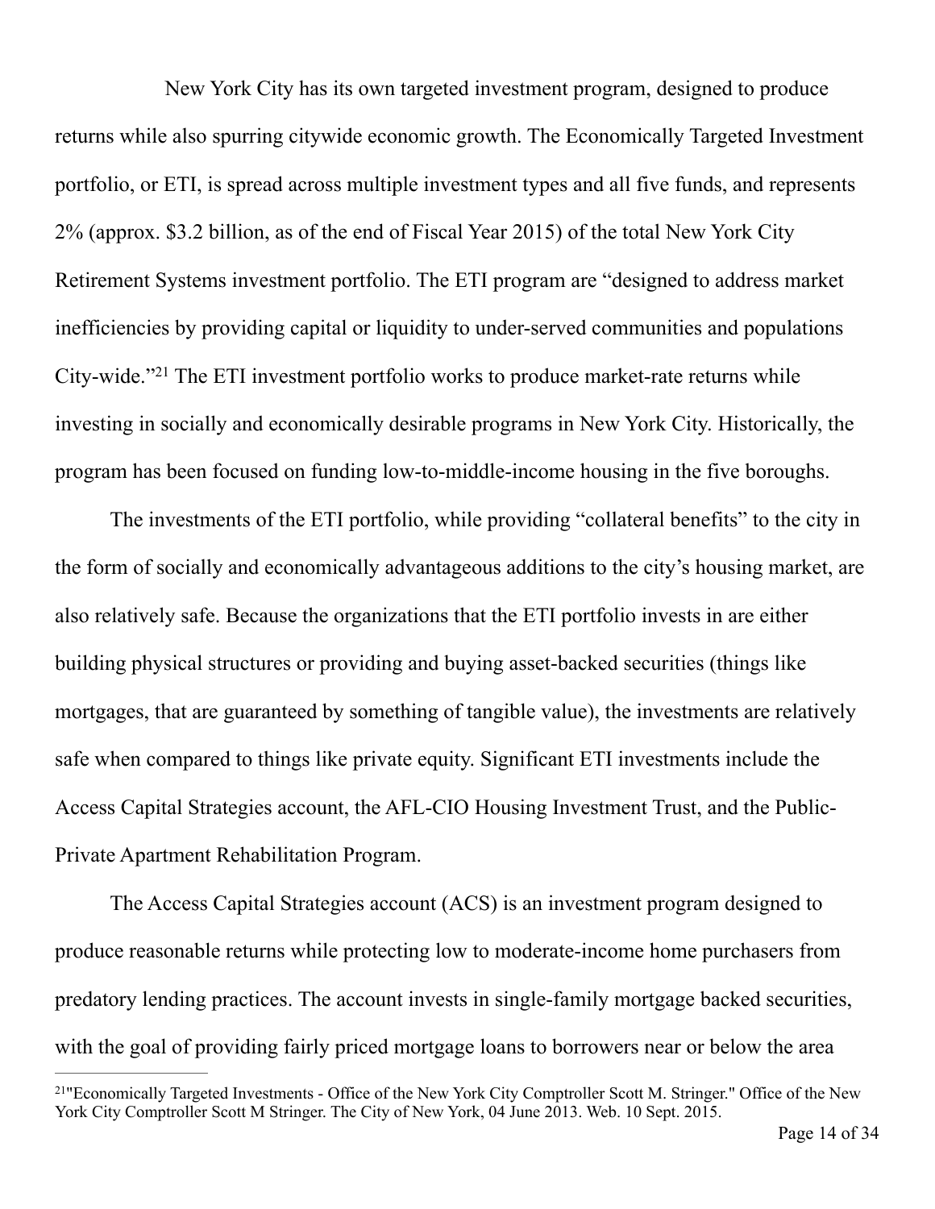New York City has its own targeted investment program, designed to produce returns while also spurring citywide economic growth. The Economically Targeted Investment portfolio, or ETI, is spread across multiple investment types and all five funds, and represents 2% (approx. $3.2 billion, as of the end of Fiscal Year 2015) of the total New York City Retirement Systems investment portfolio. The ETI program are "designed to address market inefficiencies by providing capital or liquidity to under-served communities and populations City-wide."[21] The ETI investment portfolio works to produce market-rate returns while investing in socially and economically desirable programs in New York City. Historically, the program has been focused on funding low-to-middle-income housing in the five boroughs.

The investments of the ETI portfolio, while providing "collateral benefits" to the city in the form of socially and economically advantageous additions to the city's housing market, are also relatively safe. Because the organizations that the ETI portfolio invests in are either building physical structures or providing and buying asset-backed securities (things like mortgages, that are guaranteed by something of tangible value), the investments are relatively safe when compared to things like private equity. Significant ETI investments include the Access Capital Strategies account, the AFL-CIO Housing Investment Trust, and the Public-Private Apartment Rehabilitation Program.

The Access Capital Strategies account (ACS) is an investment program designed to produce reasonable returns while protecting low to moderate-income home purchasers from predatory lending practices. The account invests in single-family mortgage backed securities, with the goal of providing fairly priced mortgage loans to borrowers near or below the area

---

[21] "Economically Targeted Investments - Office of the New York City Comptroller Scott M. Stringer." Office of the New York City Comptroller Scott M Stringer. The City of New York, 04 June 2013. Web. 10 Sept. 2015.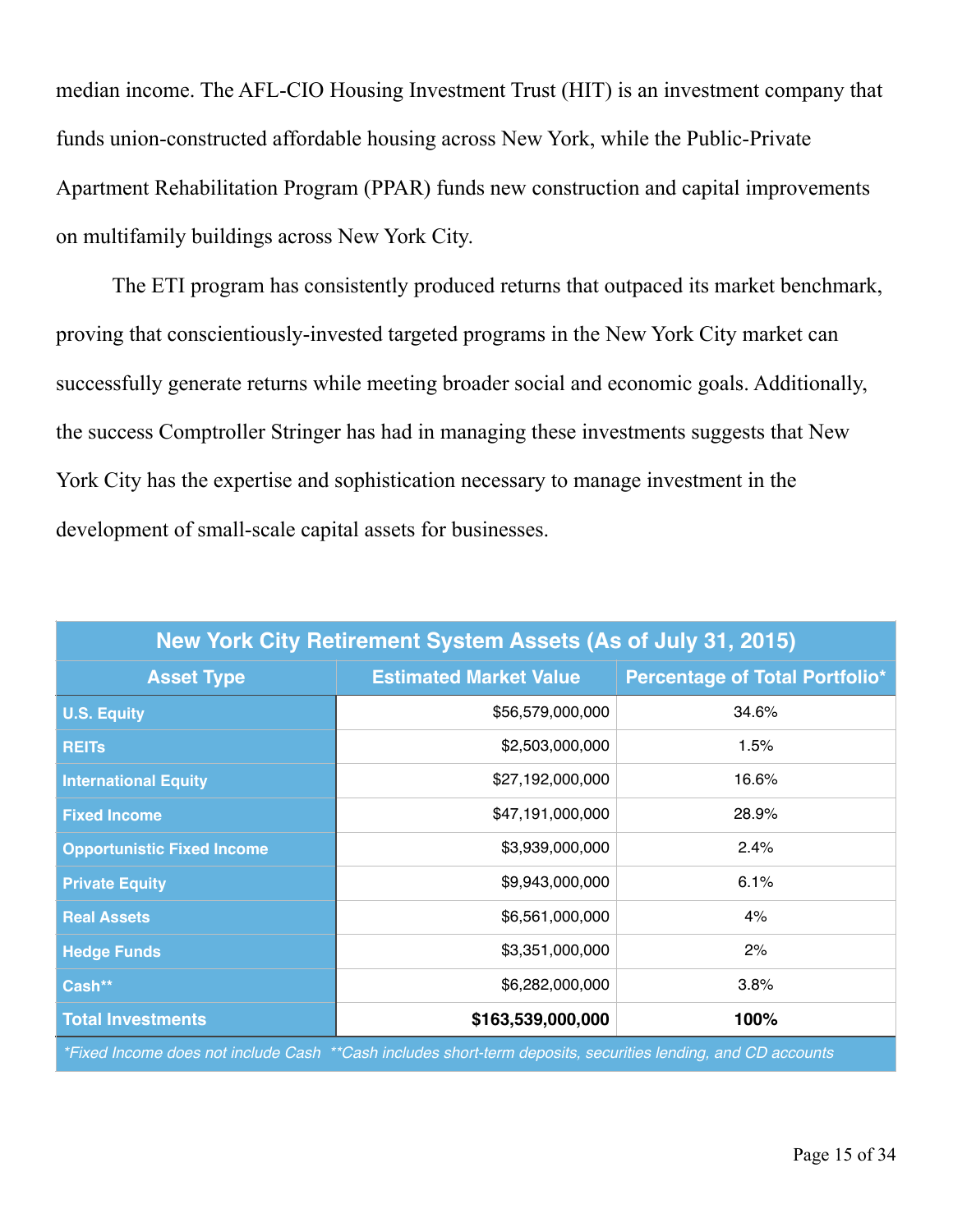median income. The AFL-CIO Housing Investment Trust (HIT) is an investment company that funds union-constructed affordable housing across New York, while the Public-Private Apartment Rehabilitation Program (PPAR) funds new construction and capital improvements on multifamily buildings across New York City.

The ETI program has consistently produced returns that outpaced its market benchmark, proving that conscientiously-invested targeted programs in the New York City market can successfully generate returns while meeting broader social and economic goals. Additionally, the success Comptroller Stringer has had in managing these investments suggests that New York City has the expertise and sophistication necessary to manage investment in the development of small-scale capital assets for businesses.

| New York City Retirement System Assets (As of July 31, 2015) | | |
|---|---|---|
| **Asset Type** | **Estimated Market Value** | **Percentage of Total Portfolio*** |
| **U.S. Equity** | $56,579,000,000 | 34.6% |
| **REITs** | $2,503,000,000 | 1.5% |
| **International Equity** | $27,192,000,000 | 16.6% |
| **Fixed Income** | $47,191,000,000 | 28.9% |
| **Opportunistic Fixed Income** | $3,939,000,000 | 2.4% |
| **Private Equity** | $9,943,000,000 | 6.1% |
| **Real Assets** | $6,561,000,000 | 4% |
| **Hedge Funds** | $3,351,000,000 | 2% |
| **Cash**** | $6,282,000,000 | 3.8% |
| **Total Investments** | **$163,539,000,000** | **100%** |

*\*Fixed Income does not include Cash  \*\*Cash includes short-term deposits, securities lending, and CD accounts*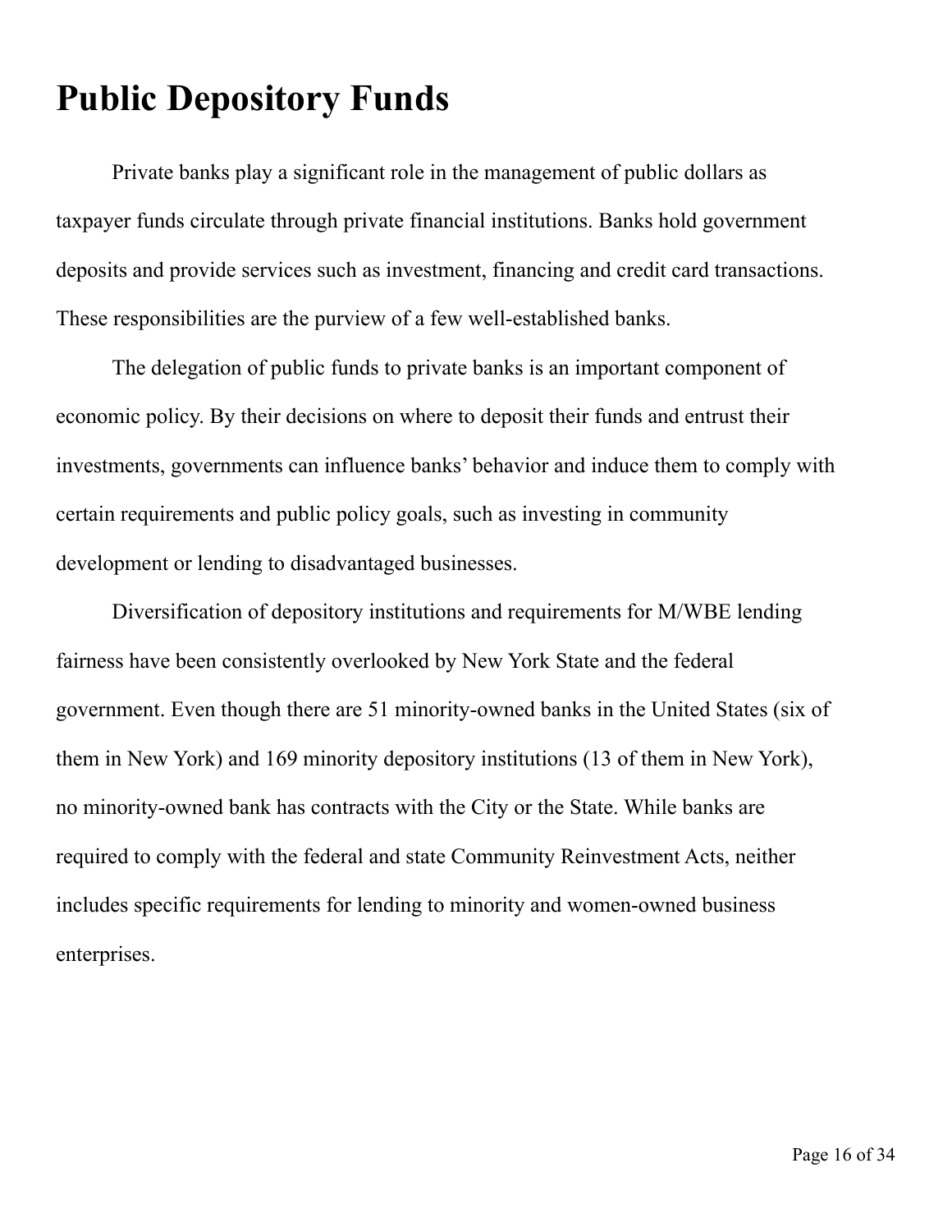# Public Depository Funds

Private banks play a significant role in the management of public dollars as taxpayer funds circulate through private financial institutions. Banks hold government deposits and provide services such as investment, financing and credit card transactions. These responsibilities are the purview of a few well-established banks.

The delegation of public funds to private banks is an important component of economic policy. By their decisions on where to deposit their funds and entrust their investments, governments can influence banks' behavior and induce them to comply with certain requirements and public policy goals, such as investing in community development or lending to disadvantaged businesses.

Diversification of depository institutions and requirements for M/WBE lending fairness have been consistently overlooked by New York State and the federal government. Even though there are 51 minority-owned banks in the United States (six of them in New York) and 169 minority depository institutions (13 of them in New York), no minority-owned bank has contracts with the City or the State. While banks are required to comply with the federal and state Community Reinvestment Acts, neither includes specific requirements for lending to minority and women-owned business enterprises.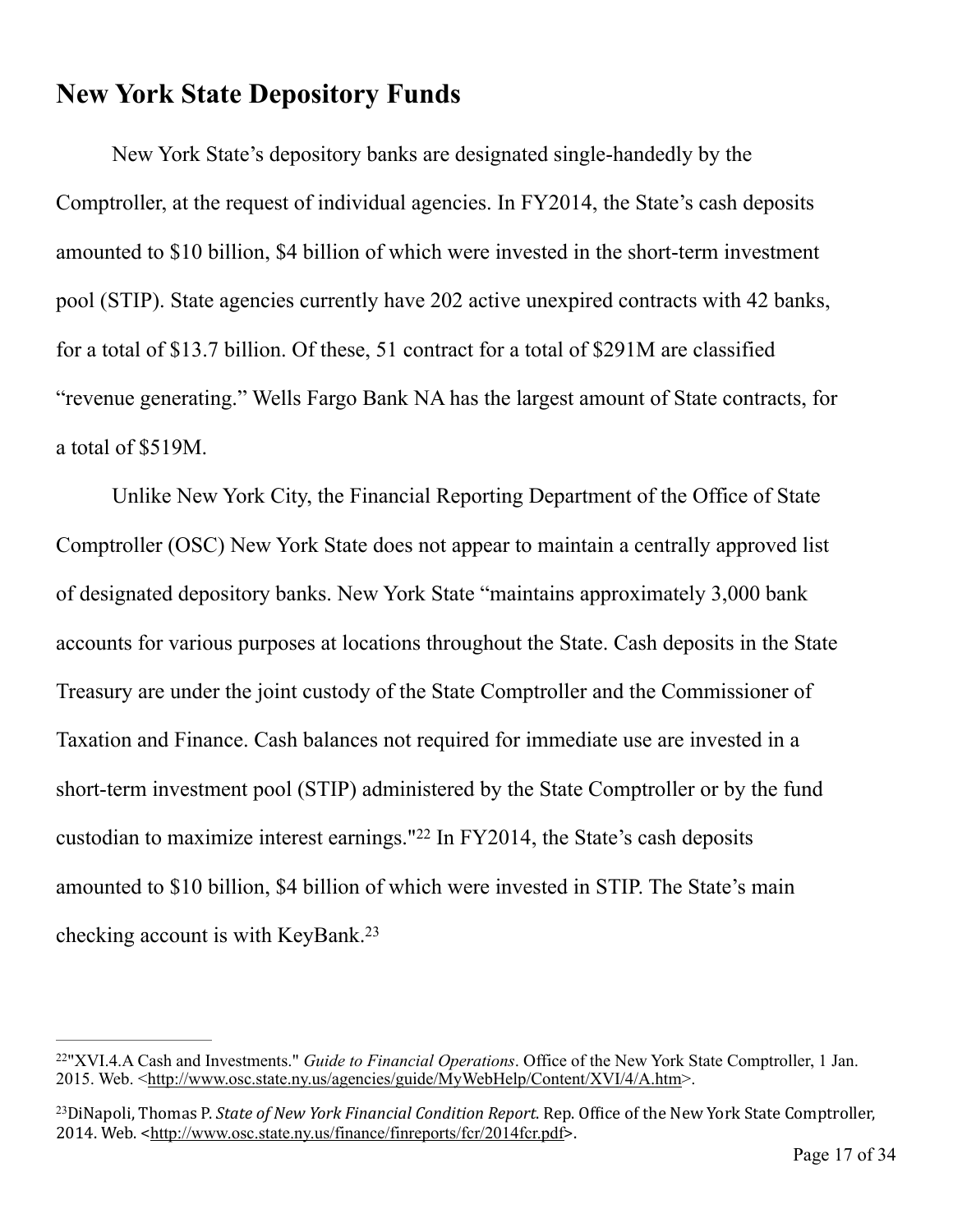## New York State Depository Funds

New York State's depository banks are designated single-handedly by the Comptroller, at the request of individual agencies. In FY2014, the State's cash deposits amounted to $10 billion, $4 billion of which were invested in the short-term investment pool (STIP). State agencies currently have 202 active unexpired contracts with 42 banks, for a total of $13.7 billion. Of these, 51 contract for a total of $291M are classified "revenue generating." Wells Fargo Bank NA has the largest amount of State contracts, for a total of $519M.

Unlike New York City, the Financial Reporting Department of the Office of State Comptroller (OSC) New York State does not appear to maintain a centrally approved list of designated depository banks. New York State "maintains approximately 3,000 bank accounts for various purposes at locations throughout the State. Cash deposits in the State Treasury are under the joint custody of the State Comptroller and the Commissioner of Taxation and Finance. Cash balances not required for immediate use are invested in a short-term investment pool (STIP) administered by the State Comptroller or by the fund custodian to maximize interest earnings."[22] In FY2014, the State's cash deposits amounted to $10 billion, $4 billion of which were invested in STIP. The State's main checking account is with KeyBank.[23]

---

[22] "XVI.4.A Cash and Investments." *Guide to Financial Operations*. Office of the New York State Comptroller, 1 Jan. 2015. Web. <http://www.osc.state.ny.us/agencies/guide/MyWebHelp/Content/XVI/4/A.htm>.

[23] DiNapoli, Thomas P. *State of New York Financial Condition Report*. Rep. Office of the New York State Comptroller, 2014. Web. <http://www.osc.state.ny.us/finance/finreports/fcr/2014fcr.pdf>.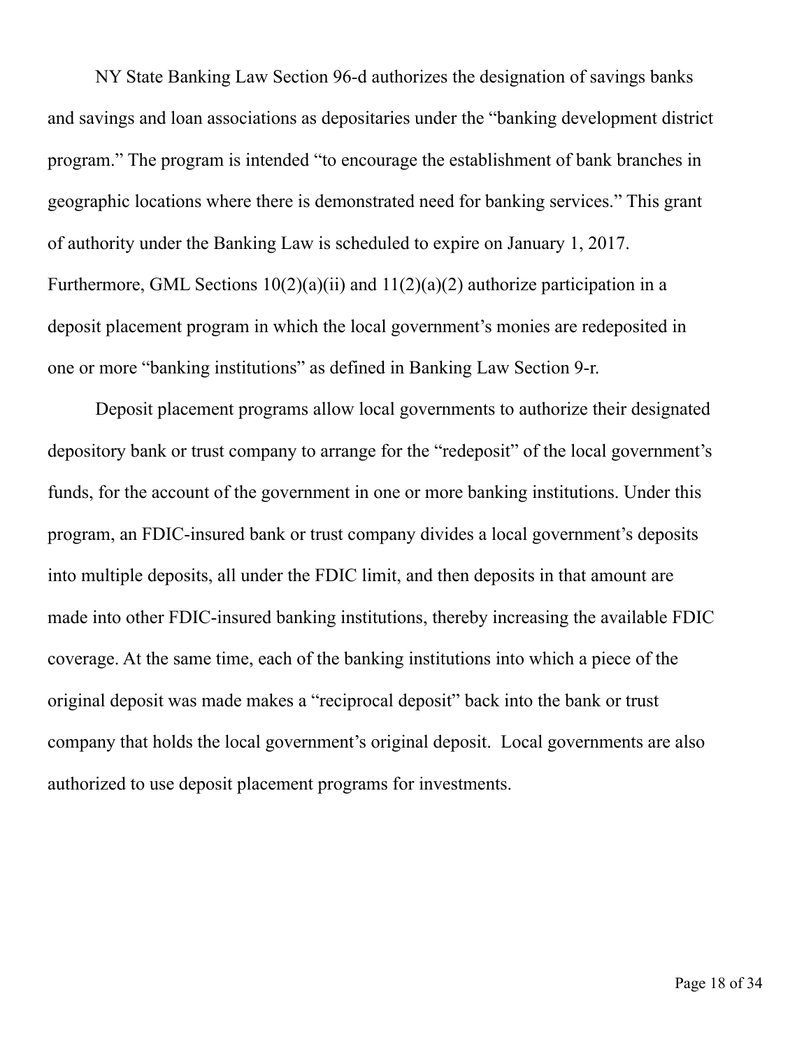NY State Banking Law Section 96-d authorizes the designation of savings banks and savings and loan associations as depositaries under the "banking development district program." The program is intended "to encourage the establishment of bank branches in geographic locations where there is demonstrated need for banking services." This grant of authority under the Banking Law is scheduled to expire on January 1, 2017. Furthermore, GML Sections 10(2)(a)(ii) and 11(2)(a)(2) authorize participation in a deposit placement program in which the local government's monies are redeposited in one or more "banking institutions" as defined in Banking Law Section 9-r.

Deposit placement programs allow local governments to authorize their designated depository bank or trust company to arrange for the "redeposit" of the local government's funds, for the account of the government in one or more banking institutions. Under this program, an FDIC-insured bank or trust company divides a local government's deposits into multiple deposits, all under the FDIC limit, and then deposits in that amount are made into other FDIC-insured banking institutions, thereby increasing the available FDIC coverage. At the same time, each of the banking institutions into which a piece of the original deposit was made makes a "reciprocal deposit" back into the bank or trust company that holds the local government's original deposit. Local governments are also authorized to use deposit placement programs for investments.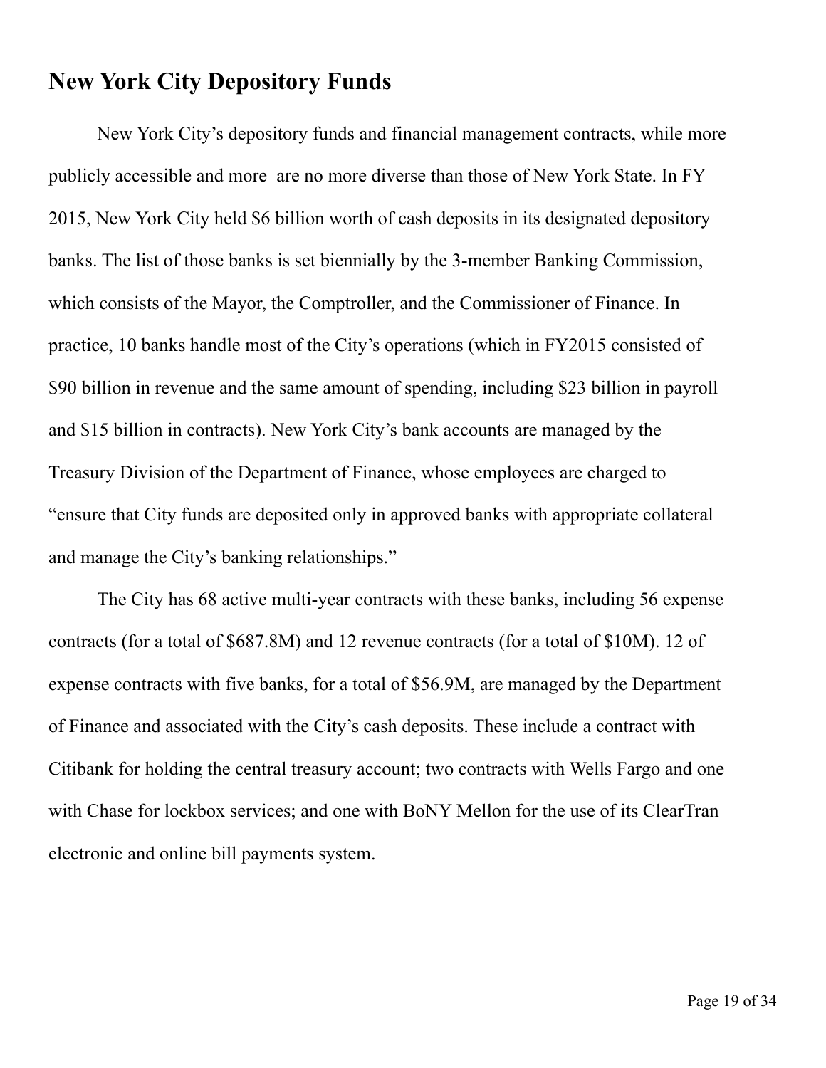## New York City Depository Funds

New York City's depository funds and financial management contracts, while more publicly accessible and more  are no more diverse than those of New York State. In FY 2015, New York City held $6 billion worth of cash deposits in its designated depository banks. The list of those banks is set biennially by the 3-member Banking Commission, which consists of the Mayor, the Comptroller, and the Commissioner of Finance. In practice, 10 banks handle most of the City's operations (which in FY2015 consisted of $90 billion in revenue and the same amount of spending, including $23 billion in payroll and $15 billion in contracts). New York City's bank accounts are managed by the Treasury Division of the Department of Finance, whose employees are charged to "ensure that City funds are deposited only in approved banks with appropriate collateral and manage the City's banking relationships."

The City has 68 active multi-year contracts with these banks, including 56 expense contracts (for a total of $687.8M) and 12 revenue contracts (for a total of $10M). 12 of expense contracts with five banks, for a total of $56.9M, are managed by the Department of Finance and associated with the City's cash deposits. These include a contract with Citibank for holding the central treasury account; two contracts with Wells Fargo and one with Chase for lockbox services; and one with BoNY Mellon for the use of its ClearTran electronic and online bill payments system.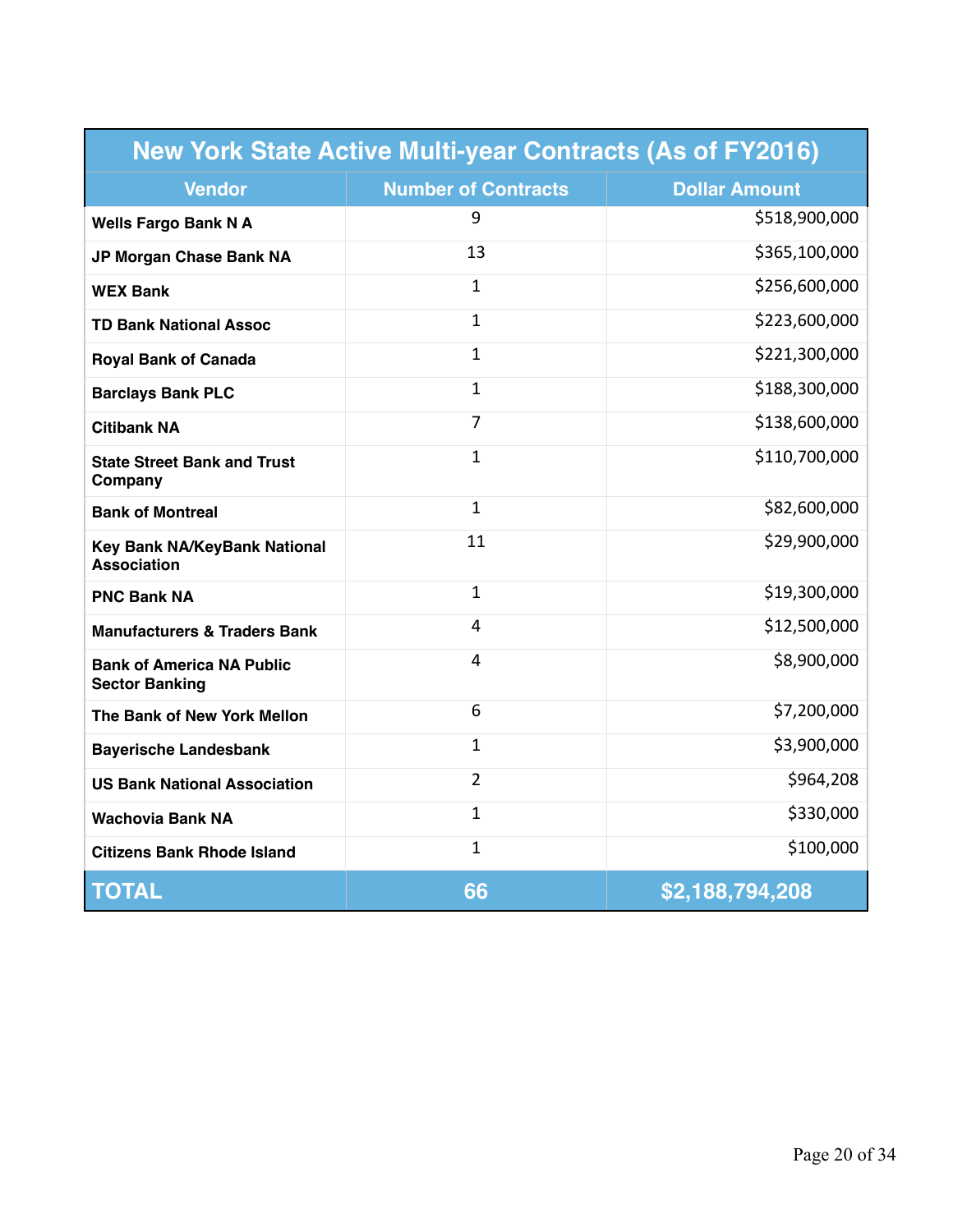| New York State Active Multi-year Contracts (As of FY2016) | | |
|---|---|---|
| **Vendor** | **Number of Contracts** | **Dollar Amount** |
| **Wells Fargo Bank N A** | 9 | $518,900,000 |
| **JP Morgan Chase Bank NA** | 13 | $365,100,000 |
| **WEX Bank** | 1 | $256,600,000 |
| **TD Bank National Assoc** | 1 | $223,600,000 |
| **Royal Bank of Canada** | 1 | $221,300,000 |
| **Barclays Bank PLC** | 1 | $188,300,000 |
| **Citibank NA** | 7 | $138,600,000 |
| **State Street Bank and Trust Company** | 1 | $110,700,000 |
| **Bank of Montreal** | 1 | $82,600,000 |
| **Key Bank NA/KeyBank National Association** | 11 | $29,900,000 |
| **PNC Bank NA** | 1 | $19,300,000 |
| **Manufacturers & Traders Bank** | 4 | $12,500,000 |
| **Bank of America NA Public Sector Banking** | 4 | $8,900,000 |
| **The Bank of New York Mellon** | 6 | $7,200,000 |
| **Bayerische Landesbank** | 1 | $3,900,000 |
| **US Bank National Association** | 2 | $964,208 |
| **Wachovia Bank NA** | 1 | $330,000 |
| **Citizens Bank Rhode Island** | 1 | $100,000 |
| **TOTAL** | **66** | **$2,188,794,208** |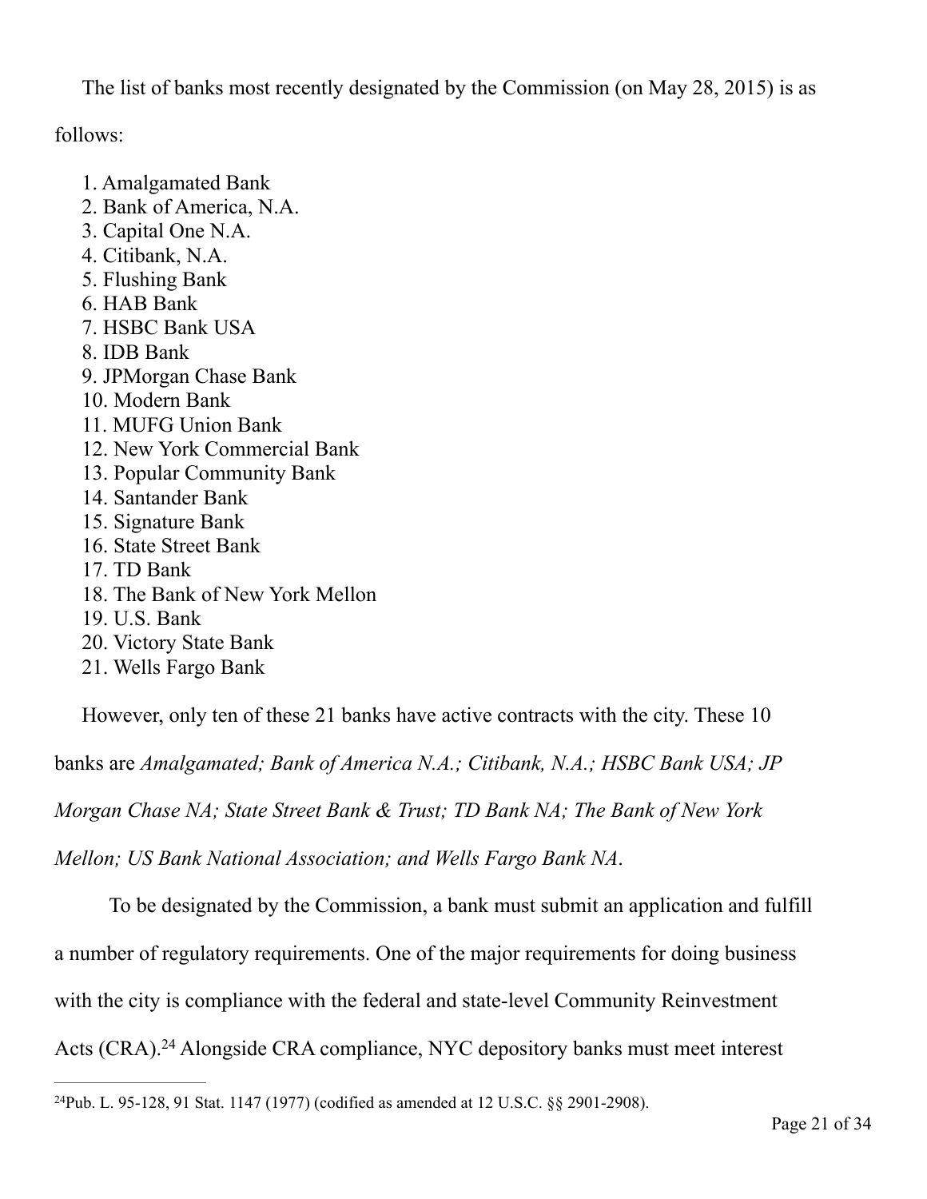The list of banks most recently designated by the Commission (on May 28, 2015) is as follows:

1. Amalgamated Bank
2. Bank of America, N.A.
3. Capital One N.A.
4. Citibank, N.A.
5. Flushing Bank
6. HAB Bank
7. HSBC Bank USA
8. IDB Bank
9. JPMorgan Chase Bank
10. Modern Bank
11. MUFG Union Bank
12. New York Commercial Bank
13. Popular Community Bank
14. Santander Bank
15. Signature Bank
16. State Street Bank
17. TD Bank
18. The Bank of New York Mellon
19. U.S. Bank
20. Victory State Bank
21. Wells Fargo Bank

However, only ten of these 21 banks have active contracts with the city. These 10 banks are *Amalgamated; Bank of America N.A.; Citibank, N.A.; HSBC Bank USA; JP Morgan Chase NA; State Street Bank & Trust; TD Bank NA; The Bank of New York Mellon; US Bank National Association; and Wells Fargo Bank NA*.

To be designated by the Commission, a bank must submit an application and fulfill a number of regulatory requirements. One of the major requirements for doing business with the city is compliance with the federal and state-level Community Reinvestment Acts (CRA).[24] Alongside CRA compliance, NYC depository banks must meet interest

[24] Pub. L. 95-128, 91 Stat. 1147 (1977) (codified as amended at 12 U.S.C. §§ 2901-2908).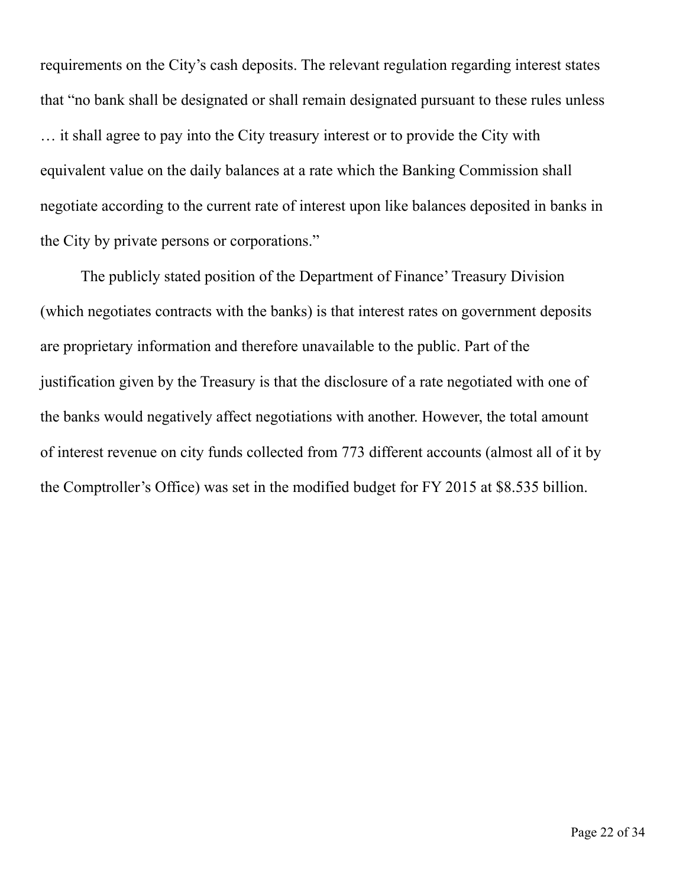requirements on the City's cash deposits. The relevant regulation regarding interest states that "no bank shall be designated or shall remain designated pursuant to these rules unless … it shall agree to pay into the City treasury interest or to provide the City with equivalent value on the daily balances at a rate which the Banking Commission shall negotiate according to the current rate of interest upon like balances deposited in banks in the City by private persons or corporations."

The publicly stated position of the Department of Finance' Treasury Division (which negotiates contracts with the banks) is that interest rates on government deposits are proprietary information and therefore unavailable to the public. Part of the justification given by the Treasury is that the disclosure of a rate negotiated with one of the banks would negatively affect negotiations with another. However, the total amount of interest revenue on city funds collected from 773 different accounts (almost all of it by the Comptroller's Office) was set in the modified budget for FY 2015 at $8.535 billion.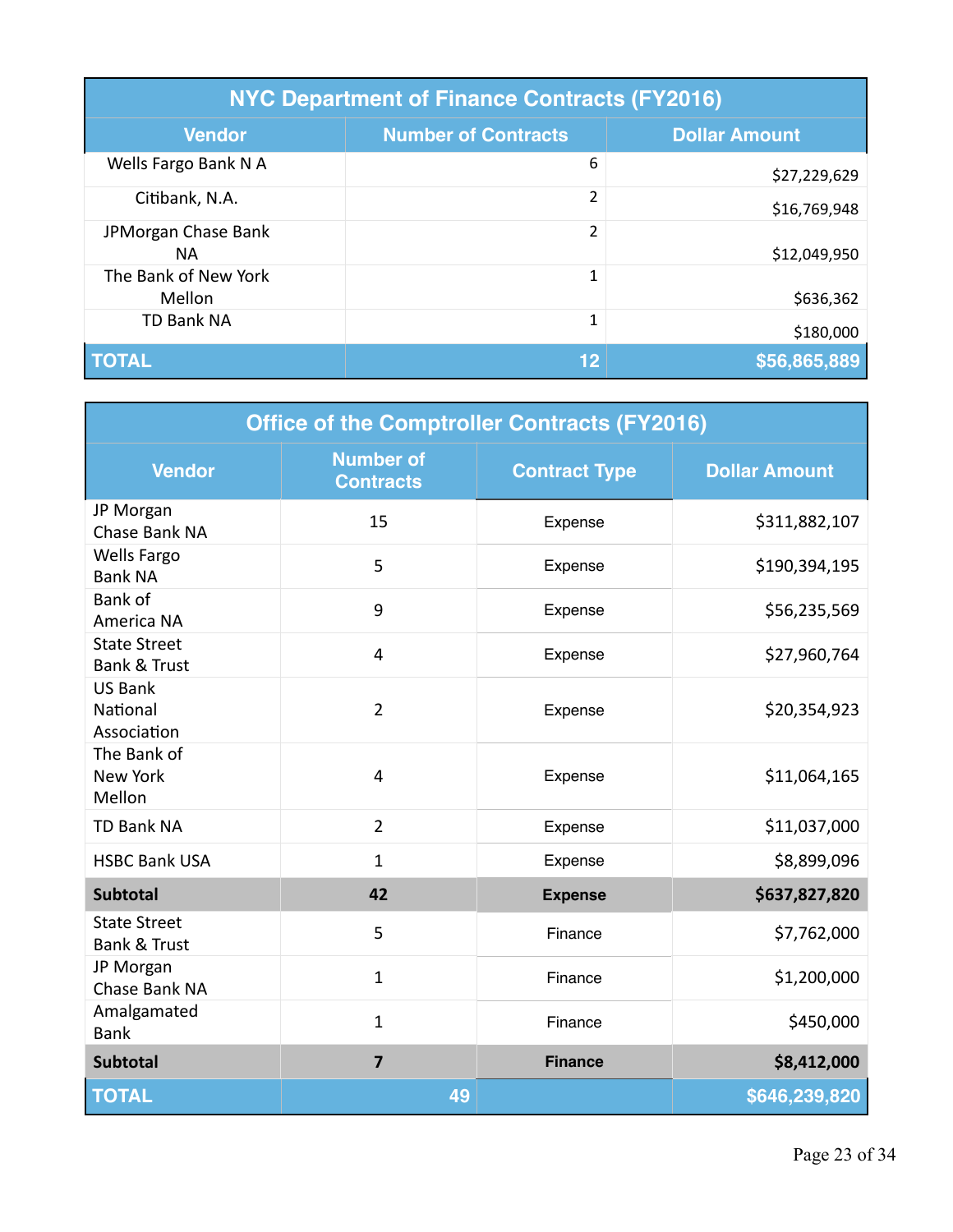| NYC Department of Finance Contracts (FY2016) | | |
|---|---|---|
| **Vendor** | **Number of Contracts** | **Dollar Amount** |
| Wells Fargo Bank N A | 6 | $27,229,629 |
| Citibank, N.A. | 2 | $16,769,948 |
| JPMorgan Chase Bank NA | 2 | $12,049,950 |
| The Bank of New York Mellon | 1 | $636,362 |
| TD Bank NA | 1 | $180,000 |
| **TOTAL** | **12** | **$56,865,889** |

| Office of the Comptroller Contracts (FY2016) | | | |
|---|---|---|---|
| **Vendor** | **Number of Contracts** | **Contract Type** | **Dollar Amount** |
| JP Morgan Chase Bank NA | 15 | Expense | $311,882,107 |
| Wells Fargo Bank NA | 5 | Expense | $190,394,195 |
| Bank of America NA | 9 | Expense | $56,235,569 |
| State Street Bank & Trust | 4 | Expense | $27,960,764 |
| US Bank National Association | 2 | Expense | $20,354,923 |
| The Bank of New York Mellon | 4 | Expense | $11,064,165 |
| TD Bank NA | 2 | Expense | $11,037,000 |
| HSBC Bank USA | 1 | Expense | $8,899,096 |
| **Subtotal** | **42** | **Expense** | **$637,827,820** |
| State Street Bank & Trust | 5 | Finance | $7,762,000 |
| JP Morgan Chase Bank NA | 1 | Finance | $1,200,000 |
| Amalgamated Bank | 1 | Finance | $450,000 |
| **Subtotal** | **7** | **Finance** | **$8,412,000** |
| **TOTAL** | **49** | | **$646,239,820** |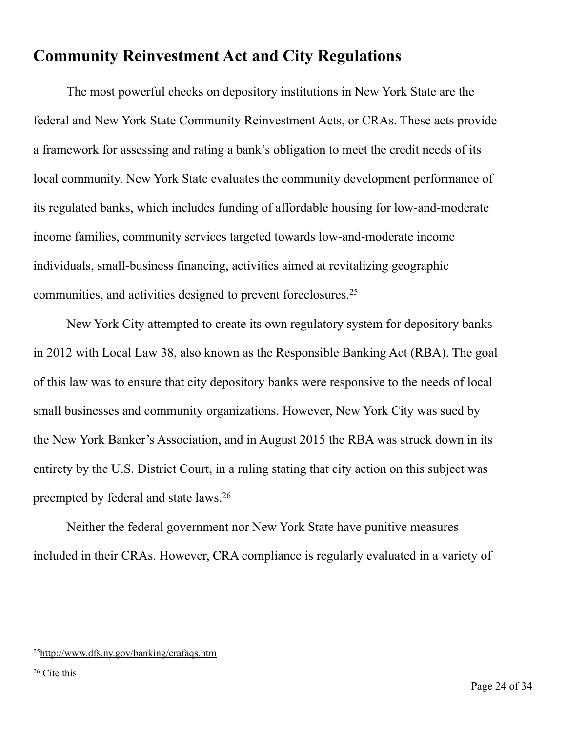## Community Reinvestment Act and City Regulations

The most powerful checks on depository institutions in New York State are the federal and New York State Community Reinvestment Acts, or CRAs. These acts provide a framework for assessing and rating a bank's obligation to meet the credit needs of its local community. New York State evaluates the community development performance of its regulated banks, which includes funding of affordable housing for low-and-moderate income families, community services targeted towards low-and-moderate income individuals, small-business financing, activities aimed at revitalizing geographic communities, and activities designed to prevent foreclosures.[25]

New York City attempted to create its own regulatory system for depository banks in 2012 with Local Law 38, also known as the Responsible Banking Act (RBA). The goal of this law was to ensure that city depository banks were responsive to the needs of local small businesses and community organizations. However, New York City was sued by the New York Banker's Association, and in August 2015 the RBA was struck down in its entirety by the U.S. District Court, in a ruling stating that city action on this subject was preempted by federal and state laws.[26]

Neither the federal government nor New York State have punitive measures included in their CRAs. However, CRA compliance is regularly evaluated in a variety of

---

[25] http://www.dfs.ny.gov/banking/crafaqs.htm

[26] Cite this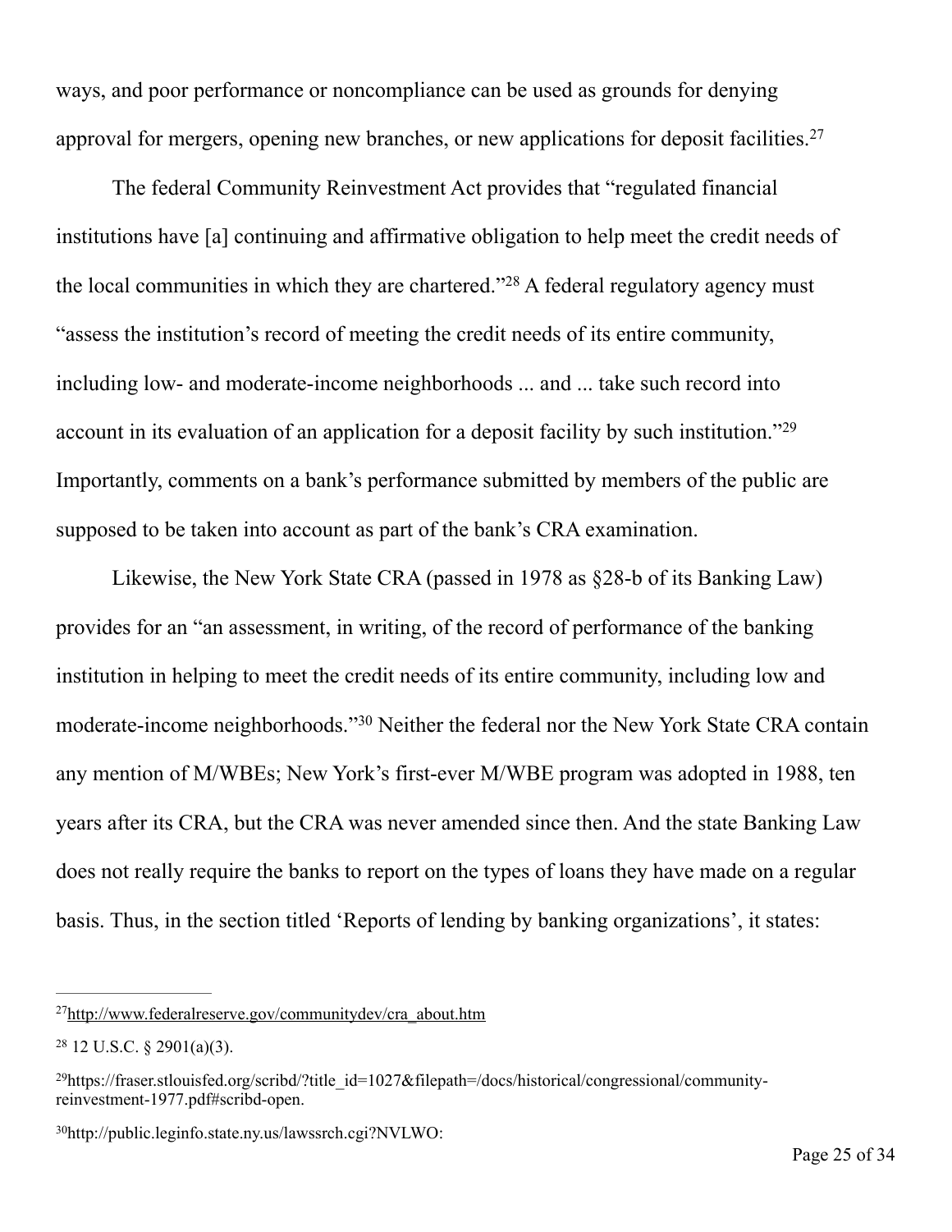ways, and poor performance or noncompliance can be used as grounds for denying approval for mergers, opening new branches, or new applications for deposit facilities.[27]

The federal Community Reinvestment Act provides that "regulated financial institutions have [a] continuing and affirmative obligation to help meet the credit needs of the local communities in which they are chartered."[28] A federal regulatory agency must "assess the institution's record of meeting the credit needs of its entire community, including low- and moderate-income neighborhoods ... and ... take such record into account in its evaluation of an application for a deposit facility by such institution."[29] Importantly, comments on a bank's performance submitted by members of the public are supposed to be taken into account as part of the bank's CRA examination.

Likewise, the New York State CRA (passed in 1978 as §28-b of its Banking Law) provides for an "an assessment, in writing, of the record of performance of the banking institution in helping to meet the credit needs of its entire community, including low and moderate-income neighborhoods."[30] Neither the federal nor the New York State CRA contain any mention of M/WBEs; New York's first-ever M/WBE program was adopted in 1988, ten years after its CRA, but the CRA was never amended since then. And the state Banking Law does not really require the banks to report on the types of loans they have made on a regular basis. Thus, in the section titled 'Reports of lending by banking organizations', it states:

---

[27] http://www.federalreserve.gov/communitydev/cra_about.htm

[28] 12 U.S.C. § 2901(a)(3).

[29] https://fraser.stlouisfed.org/scribd/?title_id=1027&filepath=/docs/historical/congressional/community-reinvestment-1977.pdf#scribd-open.

[30] http://public.leginfo.state.ny.us/lawssrch.cgi?NVLWO: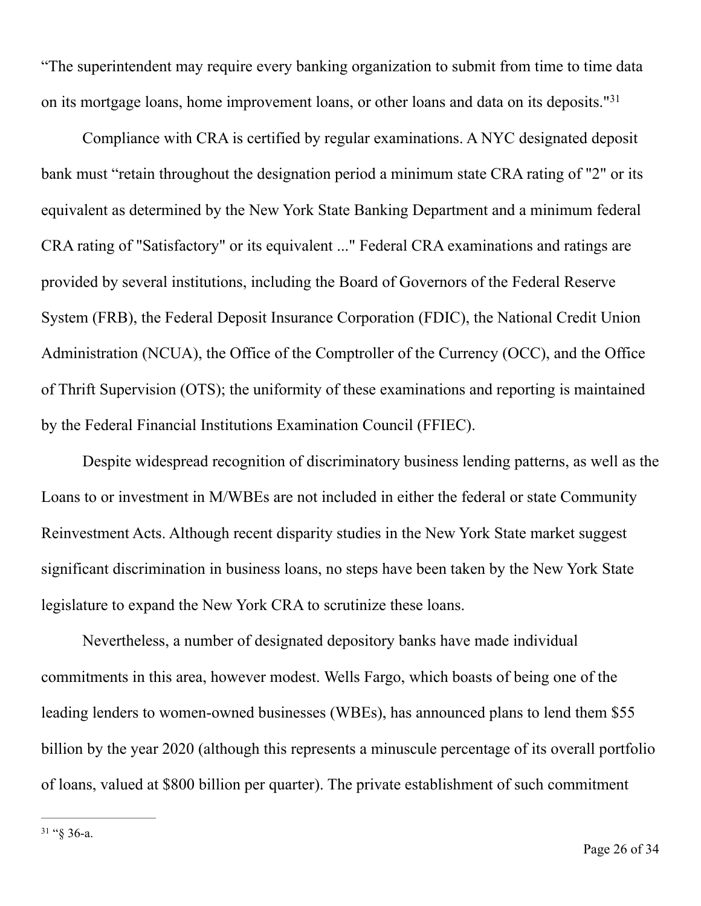“The superintendent may require every banking organization to submit from time to time data on its mortgage loans, home improvement loans, or other loans and data on its deposits."[31]

Compliance with CRA is certified by regular examinations. A NYC designated deposit bank must “retain throughout the designation period a minimum state CRA rating of "2" or its equivalent as determined by the New York State Banking Department and a minimum federal CRA rating of "Satisfactory" or its equivalent ..." Federal CRA examinations and ratings are provided by several institutions, including the Board of Governors of the Federal Reserve System (FRB), the Federal Deposit Insurance Corporation (FDIC), the National Credit Union Administration (NCUA), the Office of the Comptroller of the Currency (OCC), and the Office of Thrift Supervision (OTS); the uniformity of these examinations and reporting is maintained by the Federal Financial Institutions Examination Council (FFIEC).

Despite widespread recognition of discriminatory business lending patterns, as well as the Loans to or investment in M/WBEs are not included in either the federal or state Community Reinvestment Acts. Although recent disparity studies in the New York State market suggest significant discrimination in business loans, no steps have been taken by the New York State legislature to expand the New York CRA to scrutinize these loans.

Nevertheless, a number of designated depository banks have made individual commitments in this area, however modest. Wells Fargo, which boasts of being one of the leading lenders to women-owned businesses (WBEs), has announced plans to lend them $55 billion by the year 2020 (although this represents a minuscule percentage of its overall portfolio of loans, valued at $800 billion per quarter). The private establishment of such commitment

---

[31] “§ 36-a.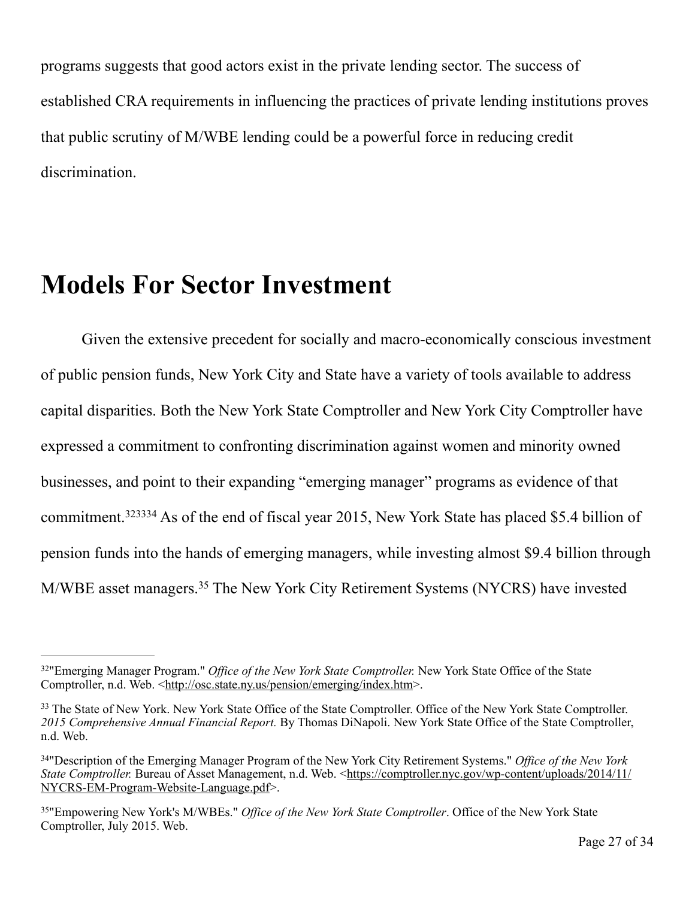programs suggests that good actors exist in the private lending sector. The success of established CRA requirements in influencing the practices of private lending institutions proves that public scrutiny of M/WBE lending could be a powerful force in reducing credit discrimination.

# Models For Sector Investment

Given the extensive precedent for socially and macro-economically conscious investment of public pension funds, New York City and State have a variety of tools available to address capital disparities. Both the New York State Comptroller and New York City Comptroller have expressed a commitment to confronting discrimination against women and minority owned businesses, and point to their expanding "emerging manager" programs as evidence of that commitment.[32][33][34] As of the end of fiscal year 2015, New York State has placed $5.4 billion of pension funds into the hands of emerging managers, while investing almost $9.4 billion through M/WBE asset managers.[35] The New York City Retirement Systems (NYCRS) have invested

---

[32] "Emerging Manager Program." *Office of the New York State Comptroller.* New York State Office of the State Comptroller, n.d. Web. <http://osc.state.ny.us/pension/emerging/index.htm>.

[33] The State of New York. New York State Office of the State Comptroller. Office of the New York State Comptroller. *2015 Comprehensive Annual Financial Report.* By Thomas DiNapoli. New York State Office of the State Comptroller, n.d. Web.

[34] "Description of the Emerging Manager Program of the New York City Retirement Systems." *Office of the New York State Comptroller.* Bureau of Asset Management, n.d. Web. <https://comptroller.nyc.gov/wp-content/uploads/2014/11/NYCRS-EM-Program-Website-Language.pdf>.

[35] "Empowering New York's M/WBEs." *Office of the New York State Comptroller*. Office of the New York State Comptroller, July 2015. Web.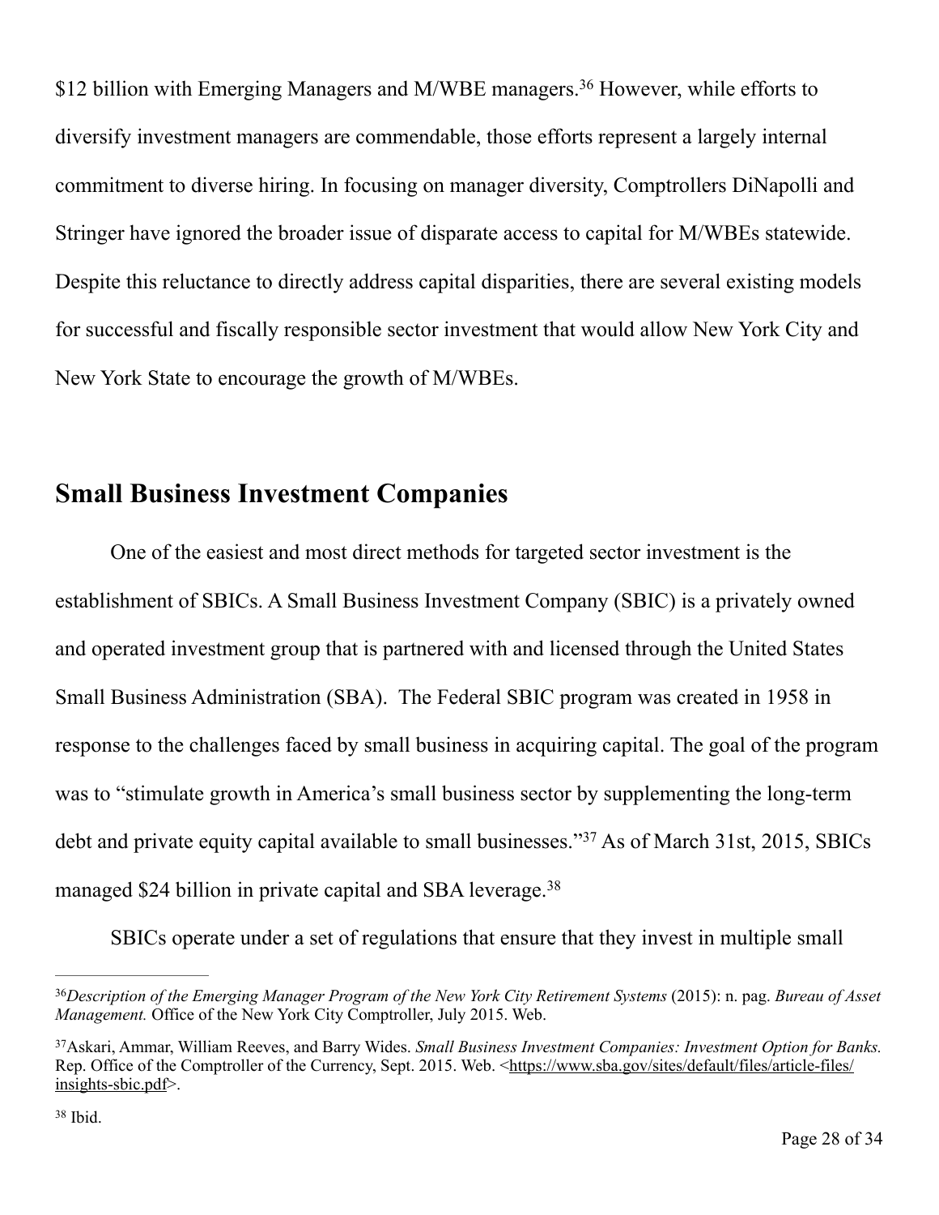$12 billion with Emerging Managers and M/WBE managers.[36] However, while efforts to diversify investment managers are commendable, those efforts represent a largely internal commitment to diverse hiring. In focusing on manager diversity, Comptrollers DiNapolli and Stringer have ignored the broader issue of disparate access to capital for M/WBEs statewide. Despite this reluctance to directly address capital disparities, there are several existing models for successful and fiscally responsible sector investment that would allow New York City and New York State to encourage the growth of M/WBEs.

## Small Business Investment Companies

One of the easiest and most direct methods for targeted sector investment is the establishment of SBICs. A Small Business Investment Company (SBIC) is a privately owned and operated investment group that is partnered with and licensed through the United States Small Business Administration (SBA). The Federal SBIC program was created in 1958 in response to the challenges faced by small business in acquiring capital. The goal of the program was to "stimulate growth in America's small business sector by supplementing the long-term debt and private equity capital available to small businesses."[37] As of March 31st, 2015, SBICs managed $24 billion in private capital and SBA leverage.[38]

SBICs operate under a set of regulations that ensure that they invest in multiple small

---

[36] *Description of the Emerging Manager Program of the New York City Retirement Systems* (2015): n. pag. *Bureau of Asset Management.* Office of the New York City Comptroller, July 2015. Web.

[37] Askari, Ammar, William Reeves, and Barry Wides. *Small Business Investment Companies: Investment Option for Banks.* Rep. Office of the Comptroller of the Currency, Sept. 2015. Web. <https://www.sba.gov/sites/default/files/article-files/insights-sbic.pdf>.

[38] Ibid.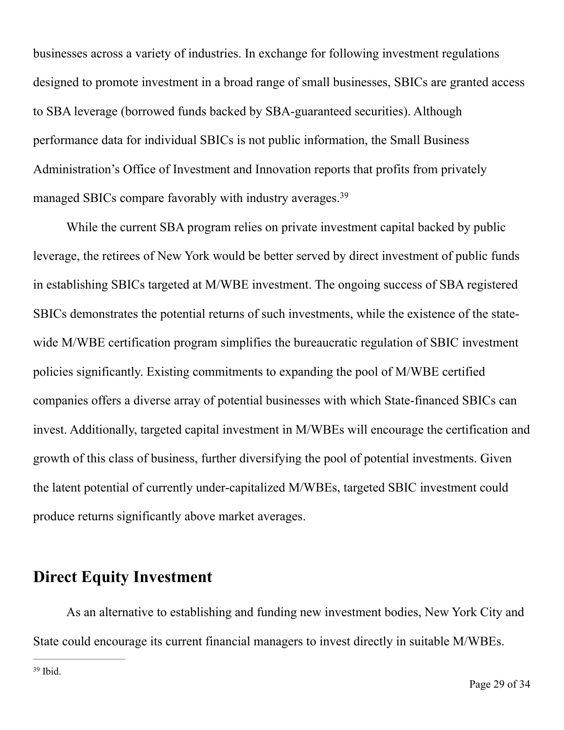businesses across a variety of industries. In exchange for following investment regulations designed to promote investment in a broad range of small businesses, SBICs are granted access to SBA leverage (borrowed funds backed by SBA-guaranteed securities). Although performance data for individual SBICs is not public information, the Small Business Administration's Office of Investment and Innovation reports that profits from privately managed SBICs compare favorably with industry averages.[39]

While the current SBA program relies on private investment capital backed by public leverage, the retirees of New York would be better served by direct investment of public funds in establishing SBICs targeted at M/WBE investment. The ongoing success of SBA registered SBICs demonstrates the potential returns of such investments, while the existence of the state-wide M/WBE certification program simplifies the bureaucratic regulation of SBIC investment policies significantly. Existing commitments to expanding the pool of M/WBE certified companies offers a diverse array of potential businesses with which State-financed SBICs can invest. Additionally, targeted capital investment in M/WBEs will encourage the certification and growth of this class of business, further diversifying the pool of potential investments. Given the latent potential of currently under-capitalized M/WBEs, targeted SBIC investment could produce returns significantly above market averages.

## Direct Equity Investment

As an alternative to establishing and funding new investment bodies, New York City and State could encourage its current financial managers to invest directly in suitable M/WBEs.

---

[39] Ibid.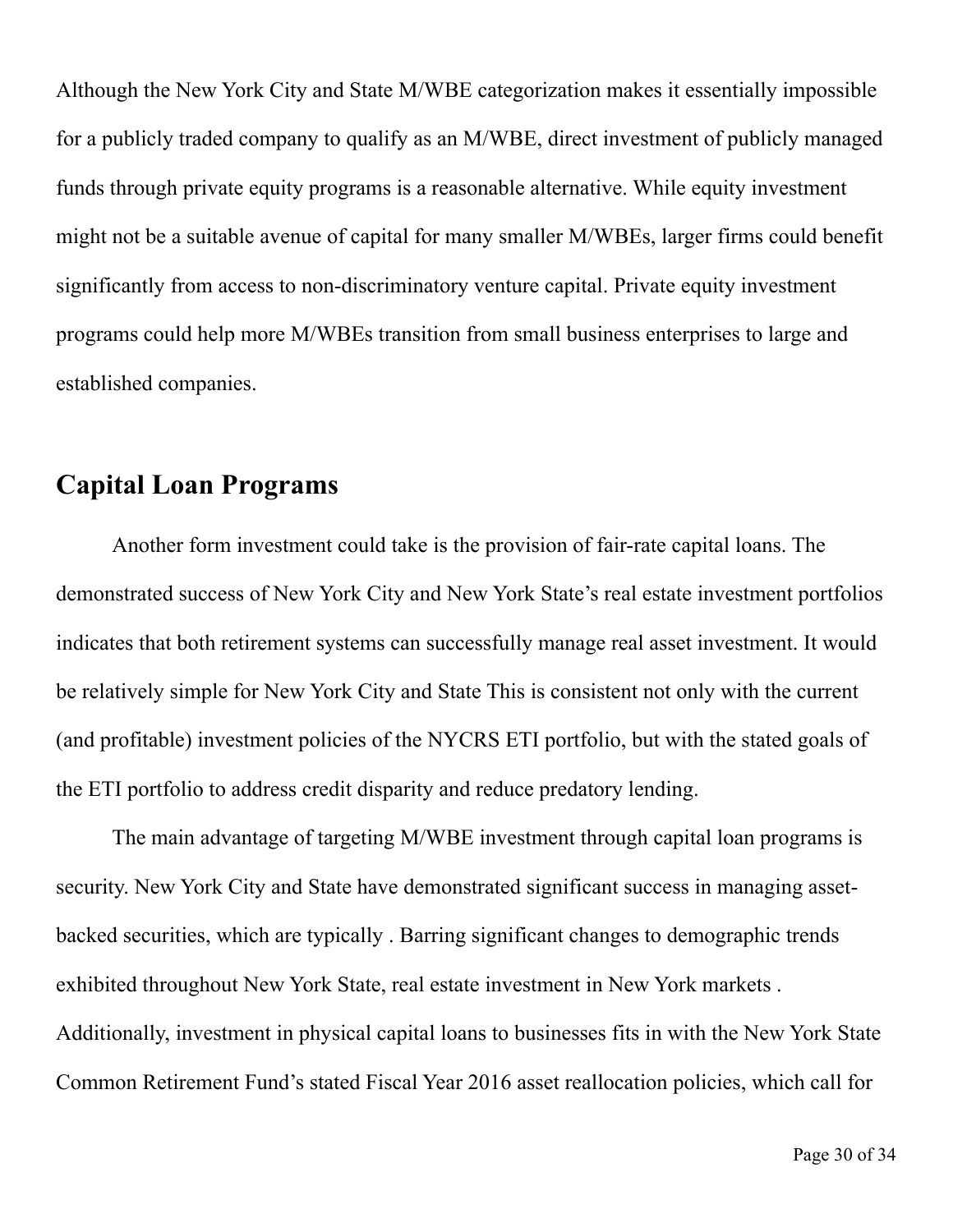Although the New York City and State M/WBE categorization makes it essentially impossible for a publicly traded company to qualify as an M/WBE, direct investment of publicly managed funds through private equity programs is a reasonable alternative. While equity investment might not be a suitable avenue of capital for many smaller M/WBEs, larger firms could benefit significantly from access to non-discriminatory venture capital. Private equity investment programs could help more M/WBEs transition from small business enterprises to large and established companies.

## Capital Loan Programs

Another form investment could take is the provision of fair-rate capital loans. The demonstrated success of New York City and New York State's real estate investment portfolios indicates that both retirement systems can successfully manage real asset investment. It would be relatively simple for New York City and State This is consistent not only with the current (and profitable) investment policies of the NYCRS ETI portfolio, but with the stated goals of the ETI portfolio to address credit disparity and reduce predatory lending.

The main advantage of targeting M/WBE investment through capital loan programs is security. New York City and State have demonstrated significant success in managing asset-backed securities, which are typically . Barring significant changes to demographic trends exhibited throughout New York State, real estate investment in New York markets . Additionally, investment in physical capital loans to businesses fits in with the New York State Common Retirement Fund's stated Fiscal Year 2016 asset reallocation policies, which call for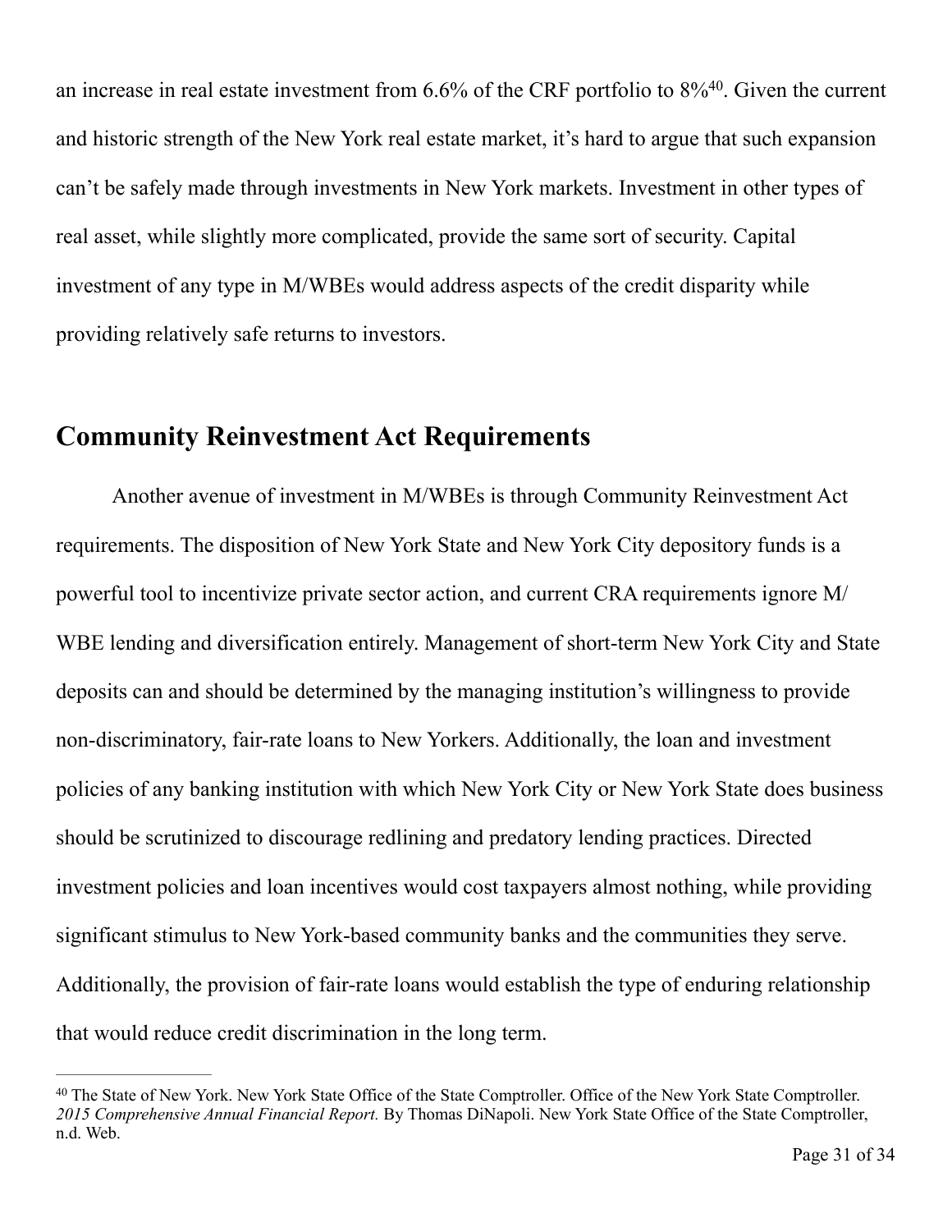an increase in real estate investment from 6.6% of the CRF portfolio to 8%[40]. Given the current and historic strength of the New York real estate market, it's hard to argue that such expansion can't be safely made through investments in New York markets. Investment in other types of real asset, while slightly more complicated, provide the same sort of security. Capital investment of any type in M/WBEs would address aspects of the credit disparity while providing relatively safe returns to investors.

## Community Reinvestment Act Requirements

Another avenue of investment in M/WBEs is through Community Reinvestment Act requirements. The disposition of New York State and New York City depository funds is a powerful tool to incentivize private sector action, and current CRA requirements ignore M/WBE lending and diversification entirely. Management of short-term New York City and State deposits can and should be determined by the managing institution's willingness to provide non-discriminatory, fair-rate loans to New Yorkers. Additionally, the loan and investment policies of any banking institution with which New York City or New York State does business should be scrutinized to discourage redlining and predatory lending practices. Directed investment policies and loan incentives would cost taxpayers almost nothing, while providing significant stimulus to New York-based community banks and the communities they serve. Additionally, the provision of fair-rate loans would establish the type of enduring relationship that would reduce credit discrimination in the long term.

---

[40] The State of New York. New York State Office of the State Comptroller. Office of the New York State Comptroller. *2015 Comprehensive Annual Financial Report.* By Thomas DiNapoli. New York State Office of the State Comptroller, n.d. Web.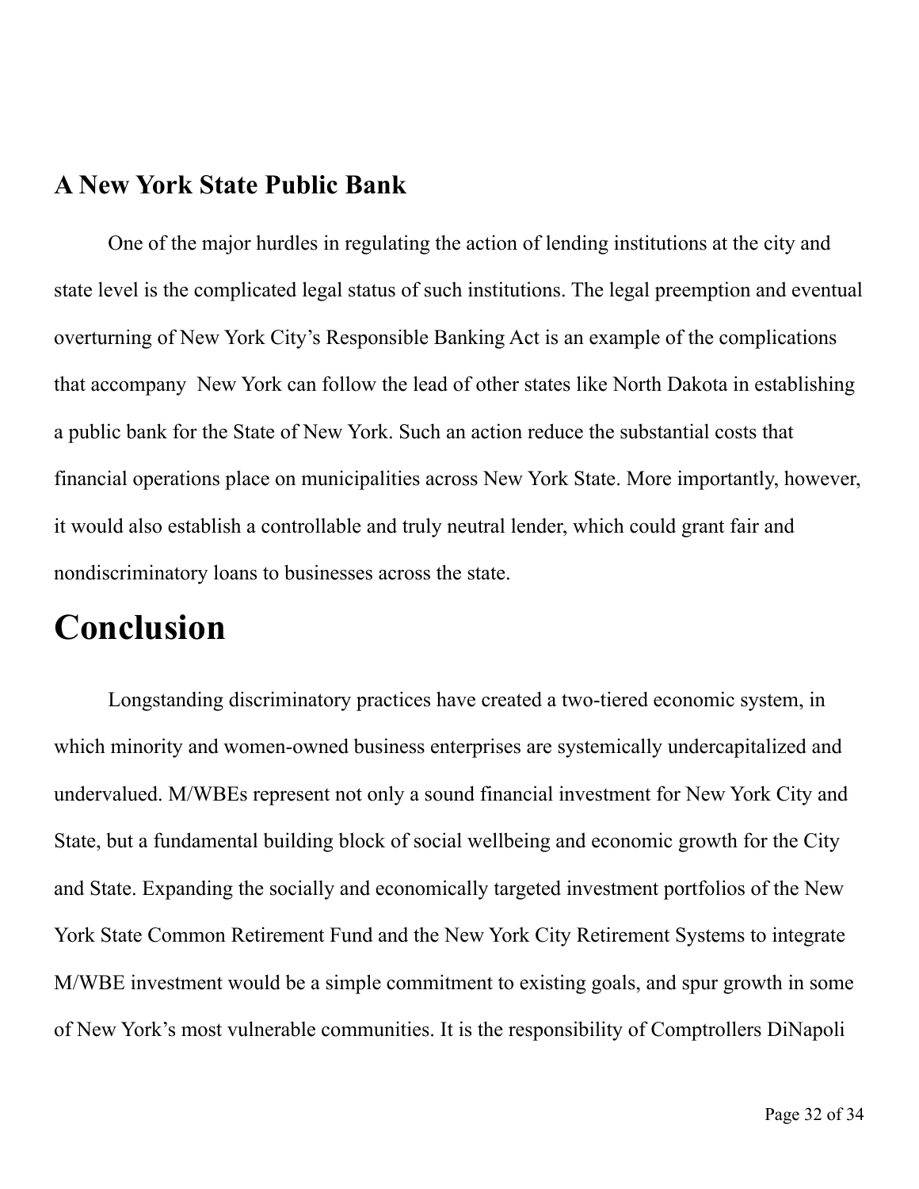### A New York State Public Bank

One of the major hurdles in regulating the action of lending institutions at the city and state level is the complicated legal status of such institutions. The legal preemption and eventual overturning of New York City's Responsible Banking Act is an example of the complications that accompany  New York can follow the lead of other states like North Dakota in establishing a public bank for the State of New York. Such an action reduce the substantial costs that financial operations place on municipalities across New York State. More importantly, however, it would also establish a controllable and truly neutral lender, which could grant fair and nondiscriminatory loans to businesses across the state.

## Conclusion

Longstanding discriminatory practices have created a two-tiered economic system, in which minority and women-owned business enterprises are systemically undercapitalized and undervalued. M/WBEs represent not only a sound financial investment for New York City and State, but a fundamental building block of social wellbeing and economic growth for the City and State. Expanding the socially and economically targeted investment portfolios of the New York State Common Retirement Fund and the New York City Retirement Systems to integrate M/WBE investment would be a simple commitment to existing goals, and spur growth in some of New York's most vulnerable communities. It is the responsibility of Comptrollers DiNapoli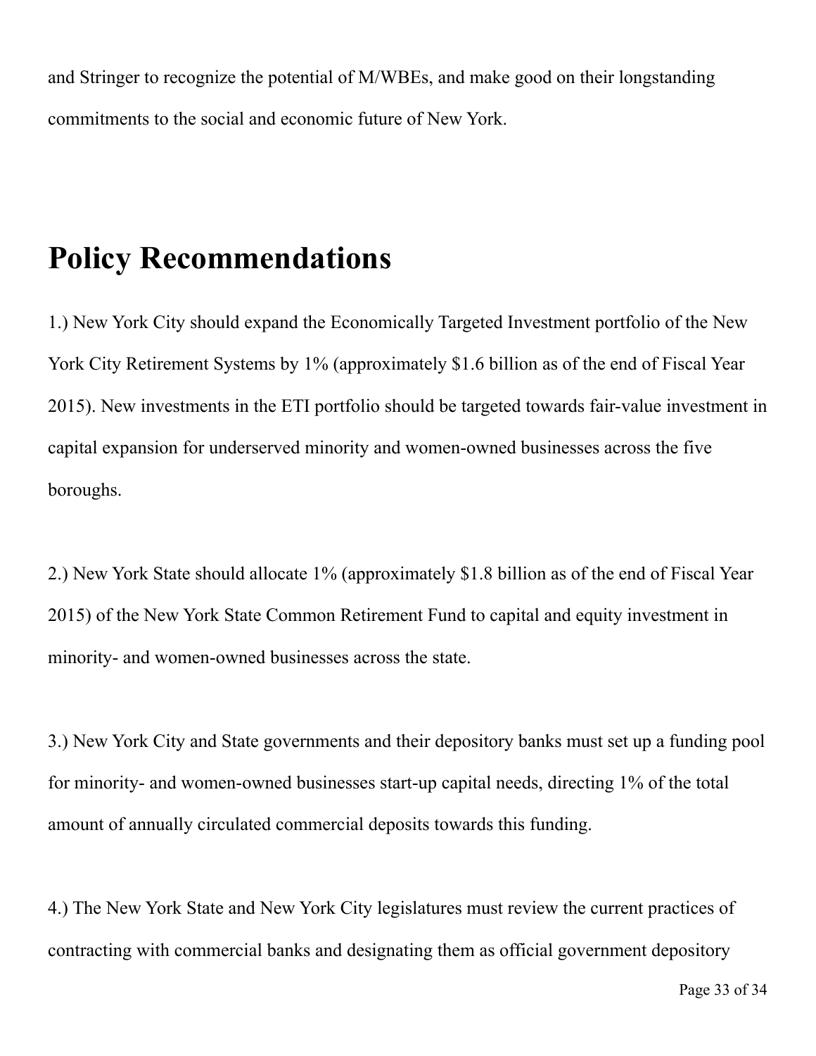and Stringer to recognize the potential of M/WBEs, and make good on their longstanding commitments to the social and economic future of New York.

# Policy Recommendations

1.) New York City should expand the Economically Targeted Investment portfolio of the New York City Retirement Systems by 1% (approximately $1.6 billion as of the end of Fiscal Year 2015). New investments in the ETI portfolio should be targeted towards fair-value investment in capital expansion for underserved minority and women-owned businesses across the five boroughs.

2.) New York State should allocate 1% (approximately $1.8 billion as of the end of Fiscal Year 2015) of the New York State Common Retirement Fund to capital and equity investment in minority- and women-owned businesses across the state.

3.) New York City and State governments and their depository banks must set up a funding pool for minority- and women-owned businesses start-up capital needs, directing 1% of the total amount of annually circulated commercial deposits towards this funding.

4.) The New York State and New York City legislatures must review the current practices of contracting with commercial banks and designating them as official government depository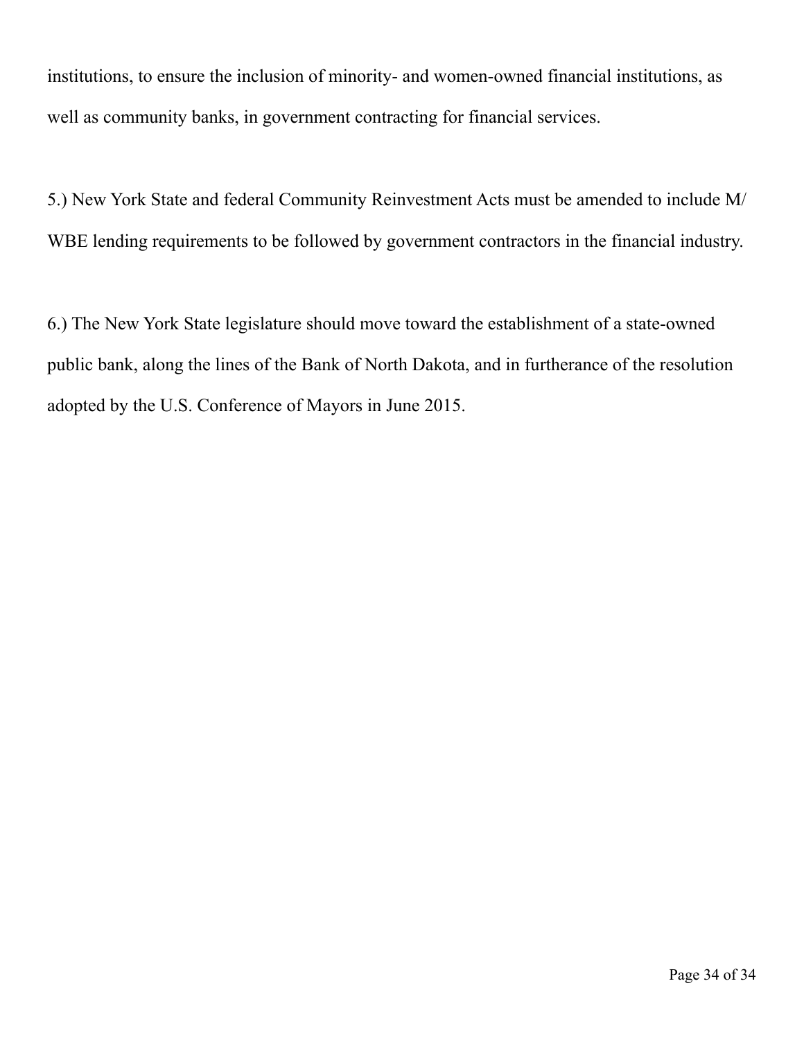institutions, to ensure the inclusion of minority- and women-owned financial institutions, as well as community banks, in government contracting for financial services.

5.) New York State and federal Community Reinvestment Acts must be amended to include M/WBE lending requirements to be followed by government contractors in the financial industry.

6.) The New York State legislature should move toward the establishment of a state-owned public bank, along the lines of the Bank of North Dakota, and in furtherance of the resolution adopted by the U.S. Conference of Mayors in June 2015.